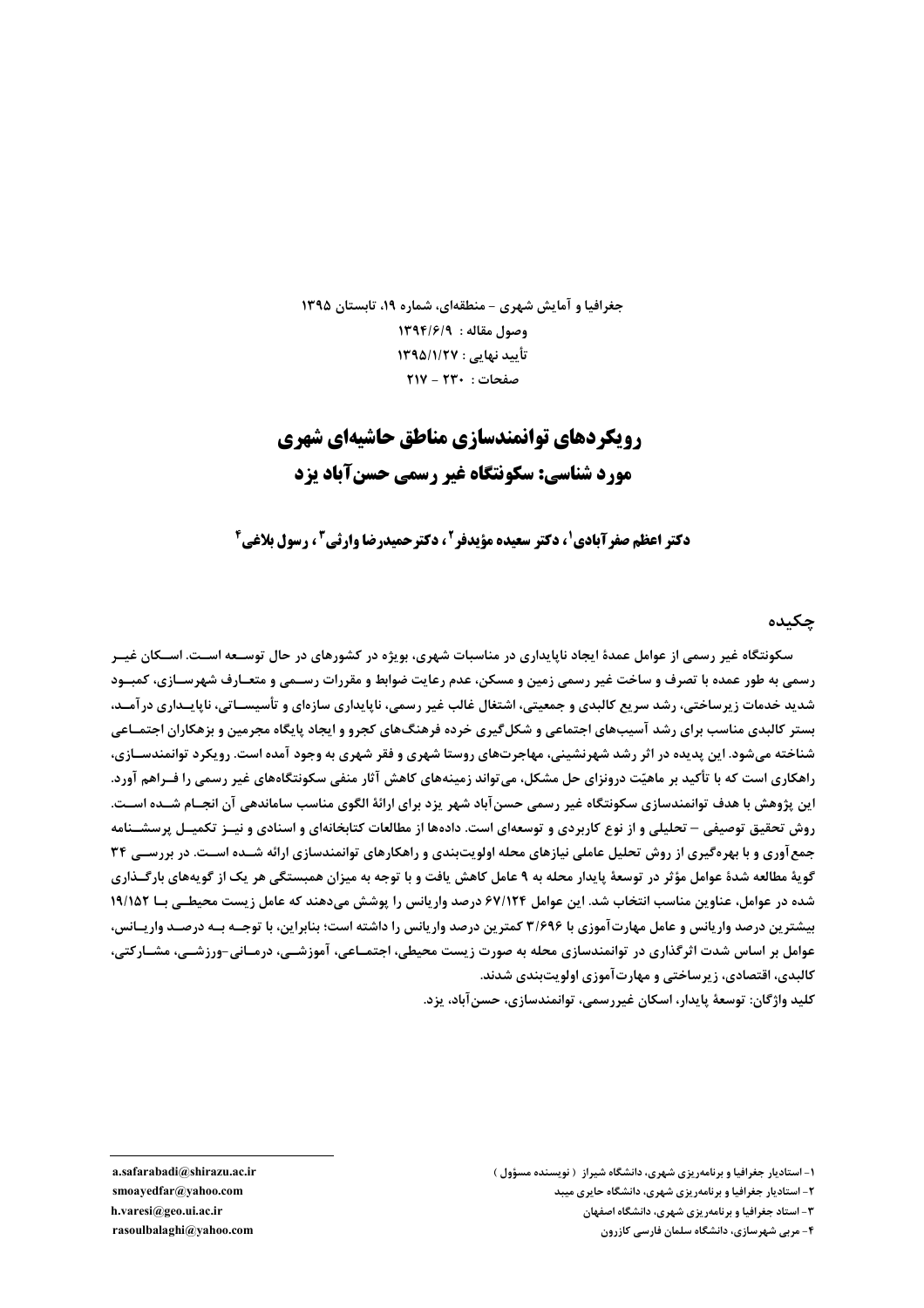جغرافیا و آمایش شهری - منطقه‌ای، شماره ۱۹، تابستان ۱۳۹۵

وصول مقاله : ۱۳۹۴/۶/۹

تأیید نهایی : ۱۳۹۵/۱/۲۷

صفحات : ۲۳۰ - ۲۱۷

# رویکردهای توانمندسازی مناطق حاشیه‌ای شهری
# مورد شناسی: سکونتگاه غیر رسمی حسن‌آباد یزد

**دکتر اعظم صفرآبادی[1]، دکتر سعیده مؤیدفر[2]، دکترحمیدرضا وارثی[3]، رسول بلاغی[4]**

## چکیده

سکونتگاه غیر رسمی از عوامل عمدهٔ ایجاد ناپایداری در مناسبات شهری، بویژه در کشورهای در حال توسعه است. اسکان غیر رسمی به طور عمده با تصرف و ساخت غیر رسمی زمین و مسکن، عدم رعایت ضوابط و مقررات رسمی و متعارف شهرسازی، کمبود شدید خدمات زیرساختی، رشد سریع کالبدی و جمعیتی، اشتغال غالب غیر رسمی، ناپایداری سازه‌ای و تأسیساتی، ناپایداری درآمد، بستر کالبدی مناسب برای رشد آسیب‌های اجتماعی و شکل‌گیری خرده فرهنگ‌های کجرو و ایجاد پایگاه مجرمین و بزهکاران اجتماعی شناخته می‌شود. این پدیده در اثر رشد شهرنشینی، مهاجرت‌های روستا شهری و فقر شهری به وجود آمده است. رویکرد توانمندسازی، راهکاری است که با تأکید بر ماهیّت درونزای حل مشکل، می‌تواند زمینه‌های کاهش آثار منفی سکونتگاه‌های غیر رسمی را فراهم آورد. این پژوهش با هدف توانمندسازی سکونتگاه غیر رسمی حسن‌آباد شهر یزد برای ارائهٔ الگوی مناسب ساماندهی آن انجام شده است. روش تحقیق توصیفی – تحلیلی و از نوع کاربردی و توسعه‌ای است. داده‌ها از مطالعات کتابخانه‌ای و اسنادی و نیز تکمیل پرسشنامه جمع‌آوری و با بهره‌گیری از روش تحلیل عاملی نیازهای محله اولویت‌بندی و راهکارهای توانمندسازی ارائه شده است. در بررسی ۳۴ گویهٔ مطالعه شدهٔ عوامل مؤثر در توسعهٔ پایدار محله به ۹ عامل کاهش یافت و با توجه به میزان همبستگی هر یک از گویه‌های بارگذاری شده در عوامل، عناوین مناسب انتخاب شد. این عوامل ۶۷/۱۲۴ درصد واریانس را پوشش می‌دهند که عامل زیست محیطی با ۱۹/۱۵۲ بیشترین درصد واریانس و عامل مهارت‌آموزی با ۳/۶۹۶ کمترین درصد واریانس را داشته است؛ بنابراین، با توجه به درصد واریانس، عوامل بر اساس شدت اثرگذاری در توانمندسازی محله به صورت زیست محیطی، اجتماعی، آموزشی، درمانی-ورزشی، مشارکتی، کالبدی، اقتصادی، زیرساختی و مهارت‌آموزی اولویت‌بندی شدند.

**کلید واژگان:** توسعهٔ پایدار، اسکان غیررسمی، توانمندسازی، حسن‌آباد، یزد.

---

[1] - استادیار جغرافیا و برنامه‌ریزی شهری، دانشگاه شیراز ( نویسنده مسؤول ) a.safarabadi@shirazu.ac.ir

[2] - استادیار جغرافیا و برنامه‌ریزی شهری، دانشگاه حایری میبد smoayedfar@yahoo.com

[3] - استاد جغرافیا و برنامه‌ریزی شهری، دانشگاه اصفهان h.varesi@geo.ui.ac.ir

[4] - مربی شهرسازی، دانشگاه سلمان فارسی کازرون rasoulbalaghi@yahoo.com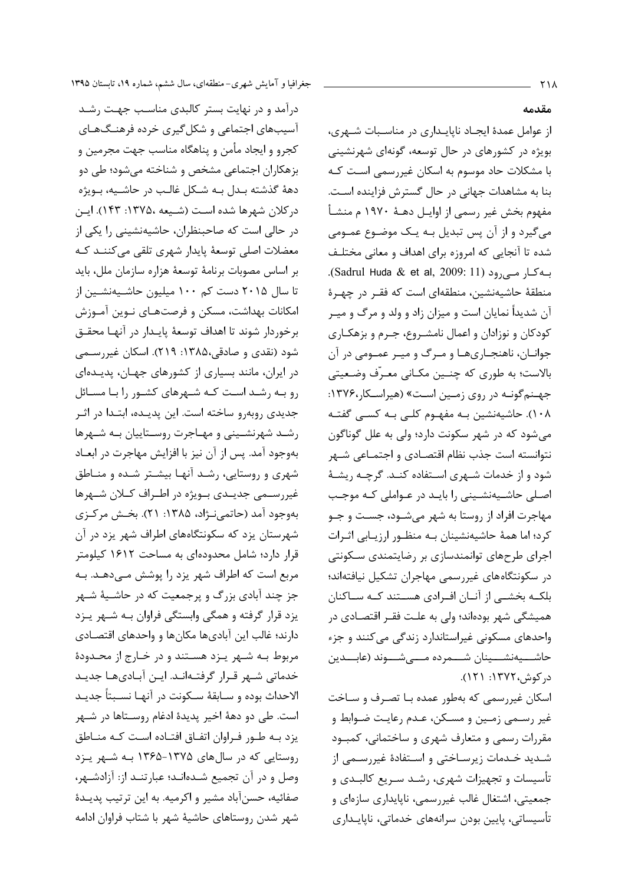## مقدمه

از عوامل عمدهٔ ایجاد ناپایداری در مناسبات شهری، بویژه در کشورهای در حال توسعه، گونه‌ای شهرنشینی با مشکلات حاد موسوم به اسکان غیررسمی است که بنا به مشاهدات جهانی در حال گسترش فزاینده است. مفهوم بخش غیر رسمی از اوایل دههٔ ۱۹۷۰ م منشأ می‌گیرد و از آن پس تبدیل به یک موضوع عمومی شده تا آنجایی که امروزه برای اهداف و معانی مختلف به‌کار می‌رود (Sadrul Huda & et al, 2009: 11). منطقهٔ حاشیه‌نشین، منطقه‌ای است که فقر در چهرهٔ آن شدیداً نمایان است و میزان زاد و ولد و مرگ و میر کودکان و نوزادان و اعمال نامشروع، جرم و بزهکاری جوانان، ناهنجاری‌ها و مرگ و میر عمومی در آن بالاست؛ به طوری که چنین مکانی معرّف وضعیتی جهنم‌گونه در روی زمین است» (هیراسکار،۱۳۷۶: ۱۰۸). حاشیه‌نشین به مفهوم کلی به کسی گفته می‌شود که در شهر سکونت دارد؛ ولی به علل گوناگون نتوانسته است جذب نظام اقتصادی و اجتماعی شهر شود و از خدمات شهری استفاده کند. گرچه ریشهٔ اصلی حاشیه‌نشینی را باید در عواملی که موجب مهاجرت افراد از روستا به شهر می‌شود، جست و جو کرد؛ اما همهٔ حاشیه‌نشینان به منظور ارزیابی اثرات اجرای طرح‌های توانمندسازی بر رضایتمندی سکونتی در سکونتگاه‌های غیررسمی مهاجران تشکیل نیافته‌اند؛ بلکه بخشی از آنان افرادی هستند که ساکنان همیشگی شهر بوده‌اند؛ ولی به علت فقر اقتصادی در واحدهای مسکونی غیراستاندارد زندگی می‌کنند و جزء حاشیه‌نشینان شمرده می‌شوند (عابدین درکوش،۱۳۷۲: ۱۲۱).

اسکان غیررسمی که به‌طور عمده با تصرف و ساخت غیر رسمی زمین و مسکن، عدم رعایت ضوابط و مقررات رسمی و متعارف شهری و ساختمانی، کمبود شدید خدمات زیرساختی و استفادهٔ غیررسمی از تأسیسات و تجهیزات شهری، رشد سریع کالبدی و جمعیتی، اشتغال غالب غیررسمی، ناپایداری سازه‌ای و تأسیساتی، پایین بودن سرانه‌های خدماتی، ناپایداری درآمد و در نهایت بستر کالبدی مناسب جهت رشد آسیب‌های اجتماعی و شکل‌گیری خرده فرهنگ‌های کجرو و ایجاد مأمن و پناهگاه مناسب جهت مجرمین و بزهکاران اجتماعی مشخص و شناخته می‌شود؛ طی دو دههٔ گذشته بدل به شکل غالب در حاشیه، بویژه درکلان شهرها شده است (شیعه ،۱۳۷۵: ۱۴۳). این در حالی است که صاحبنظران، حاشیه‌نشینی را یکی از معضلات اصلی توسعهٔ پایدار شهری تلقی می‌کنند که بر اساس مصوبات برنامهٔ توسعهٔ هزاره سازمان ملل، باید تا سال ۲۰۱۵ دست کم ۱۰۰ میلیون حاشیه‌نشین از امکانات بهداشت، مسکن و فرصت‌های نوین آموزش برخوردار شوند تا اهداف توسعهٔ پایدار در آنها محقق شود (نقدی و صادقی،۱۳۸۵: ۲۱۹). اسکان غیررسمی در ایران، مانند بسیاری از کشورهای جهان، پدیده‌ای رو به رشد است که شهرهای کشور را با مسائل جدیدی روبه‌رو ساخته است. این پدیده، ابتدا در اثر رشد شهرنشینی و مهاجرت روستاییان به شهرها به‌وجود آمد. پس از آن نیز با افزایش مهاجرت در ابعاد شهری و روستایی، رشد آنها بیشتر شده و مناطق غیررسمی جدیدی بویژه در اطراف کلان شهرها به‌وجود آمد (حاتمی‌نژاد، ۱۳۸۵: ۲۱). بخش مرکزی شهرستان یزد که سکونتگاه‌های اطراف شهر یزد در آن قرار دارد؛ شامل محدوده‌ای به مساحت ۱۶۱۲ کیلومتر مربع است که اطراف شهر یزد را پوشش می‌دهد. به جز چند آبادی بزرگ و پرجمعیت که در حاشیهٔ شهر یزد قرار گرفته و همگی وابستگی فراوان به شهر یزد دارند؛ غالب این آبادی‌ها مکان‌ها و واحدهای اقتصادی مربوط به شهر یزد هستند و در خارج از محدودهٔ خدماتی شهر قرار گرفته‌اند. این آبادی‌ها جدید الاحداث بوده و سابقهٔ سکونت در آنها نسبتاً جدید است. طی دو دههٔ اخیر پدیدهٔ ادغام روستاها در شهر یزد به طور فراوان اتفاق افتاده است که مناطق روستایی که در سال‌های ۱۳۷۵-۱۳۶۵ به شهر یزد وصل و در آن تجمیع شده‌اند؛ عبارتند از: آزادشهر، صفائیه، حسن‌آباد مشیر و اکرمیه. به این ترتیب پدیدهٔ شهر شدن روستاهای حاشیهٔ شهر با شتاب فراوان ادامه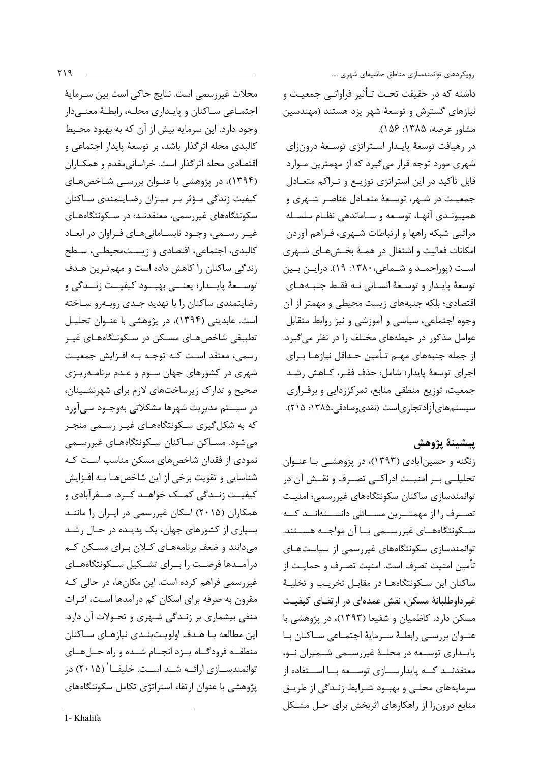داشته که در حقیقت تحت تأثیر فراوانی جمعیت و نیازهای گسترش و توسعهٔ شهر یزد هستند (مهندسین مشاور عرصه، ۱۳۸۵: ۱۵۶).

در رهیافت توسعهٔ پایدار استراتژی توسعهٔ درون‌زای شهری مورد توجه قرار می‌گیرد که از مهمترین موارد قابل تأکید در این استراتژی توزیع و تراکم متعادل جمعیت در شهر، توسعهٔ متعادل عناصر شهری و همپیوندی آنها، توسعه و ساماندهی نظام سلسله مراتبی شبکه راهها و ارتباطات شهری، فراهم آوردن امکانات فعالیت و اشتغال در همهٔ بخش‌های شهری است (پوراحمد و شماعی، ۱۳۸۰: ۱۹). دراین بین توسعهٔ پایدار و توسعهٔ انسانی نه فقط جنبه‌های اقتصادی؛ بلکه جنبه‌های زیست محیطی و مهمتر از آن وجوه اجتماعی، سیاسی و آموزشی و نیز روابط متقابل عوامل مذکور در حیطه‌های مختلف را در نظر می‌گیرد. از جمله جنبه‌های مهم تأمین حداقل نیازها برای اجرای توسعهٔ پایدار؛ شامل: حذف فقر، کاهش رشد جمعیت، توزیع منطقی منابع، تمرکززدایی و برقراری سیستم‌های‌آزادتجاری‌است (نقدی‌وصادقی،۱۳۸۵: ۲۱۵).

## پیشینهٔ پژوهش

زنگنه و حسین‌آبادی (۱۳۹۳)، در پژوهشی با عنوان تحلیلی بر امنیت ادراکی تصرف و نقش آن در توانمندسازی ساکنان سکونتگاه‌های غیررسمی؛ امنیت تصرف را از مهمترین مسائلی دانسته‌اند که سکونتگاه‌های غیررسمی با آن مواجه هستند. توانمندسازی سکونتگاه‌های غیررسمی از سیاست‌های تأمین امنیت تصرف است. امنیت تصرف و حمایت از ساکنان این سکونتگاه‌ها در مقابل تخریب و تخلیهٔ غیرداوطلبانهٔ مسکن، نقش عمده‌ای در ارتقای کیفیت مسکن دارد. کاظمیان و شفیعا (۱۳۹۳)، در پژوهشی با عنوان بررسی رابطهٔ سرمایهٔ اجتماعی ساکنان با پایداری توسعه در محلهٔ غیررسمی شمیران نو، معتقدند که پایدارسازی توسعه با استفاده از سرمایه‌های محلی و بهبود شرایط زندگی از طریق منابع درون‌زا از راهکارهای اثربخش برای حل مشکل محلات غیررسمی است. نتایج حاکی است بین سرمایهٔ اجتماعی ساکنان و پایداری محله، رابطهٔ معنی‌دار وجود دارد. این سرمایه بیش از آن که به بهبود محیط کالبدی محله اثرگذار باشد، بر توسعهٔ پایدار اجتماعی و اقتصادی محله اثرگذار است. خراسانی‌مقدم و همکاران (۱۳۹۴)، در پژوهشی با عنوان بررسی شاخص‌های کیفیت زندگی مؤثر بر میزان رضایتمندی ساکنان سکونتگاه‌های غیررسمی، معتقدند: در سکونتگاه‌های غیر رسمی، وجود نابسامانی‌های فراوان در ابعاد کالبدی، اجتماعی، اقتصادی و زیست‌محیطی، سطح زندگی ساکنان را کاهش داده است و مهم‌ترین هدف توسعهٔ پایدار؛ یعنی بهبود کیفیت زندگی و رضایتمندی ساکنان را با تهدید جدی روبه‌رو ساخته است. عابدینی (۱۳۹۴)، در پژوهشی با عنوان تحلیل تطبیقی شاخص‌های مسکن در سکونتگاه‌های غیر رسمی، معتقد است که توجه به افزایش جمعیت شهری در کشورهای جهان سوم و عدم برنامه‌ریزی صحیح و تدارک زیرساخت‌های لازم برای شهرنشینان، در سیستم مدیریت شهرها مشکلاتی به‌وجود می‌آورد که به شکل‌گیری سکونتگاه‌های غیر رسمی منجر می‌شود. مساکن ساکنان سکونتگاه‌های غیررسمی نمودی از فقدان شاخص‌های مسکن مناسب است که شناسایی و تقویت برخی از این شاخص‌ها به افزایش کیفیت زندگی کمک خواهد کرد. صفرآبادی و همکاران (۲۰۱۵) اسکان غیررسمی در ایران را مانند بسیاری از کشورهای جهان، یک پدیده در حال رشد می‌دانند و ضعف برنامه‌های کلان برای مسکن کم درآمدها فرصت را برای تشکیل سکونتگاه‌های غیررسمی فراهم کرده است. این مکان‌ها، در حالی که مقرون به صرفه برای اسکان کم درآمدها است، اثرات منفی بیشماری بر زندگی شهری و تحولات آن دارد. این مطالعه با هدف اولویت‌بندی نیازهای ساکنان منطقه فرودگاه یزد انجام شده و راه حل‌های توانمندسازی ارائه شده است. خلیفا[1] (۲۰۱۵) در پژوهشی با عنوان ارتقاء استراتژی تکامل سکونتگاه‌های

---
1- Khalifa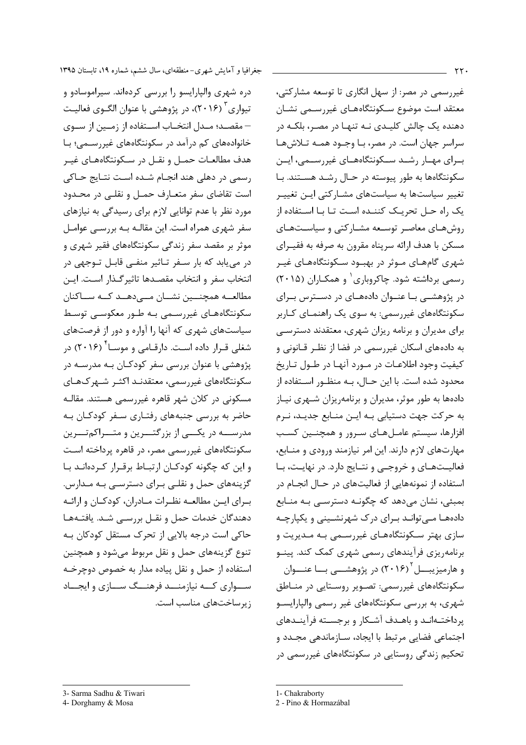غیررسمی در مصر: از سهل انگاری تا توسعه مشارکتی، معتقد است موضوع سکونتگاه‌های غیررسمی نشان دهنده یک چالش کلیدی نه تنها در مصر، بلکه در سراسر جهان است. در مصر، با وجود همه تلاش‌ها برای مهار رشد سکونتگاه‌های غیررسمی، این سکونتگاه‌ها به طور پیوسته در حال رشد هستند. با تغییر سیاست‌ها به سیاست‌های مشارکتی این تغییر یک راه حل تحریک کننده است تا با استفاده از روش‌های معاصر توسعه مشارکتی و سیاست‌های مسکن با هدف ارائه سرپناه مقرون به صرفه به فقیرای شهری گام‌های موثر در بهبود سکونتگاه‌های غیر رسمی برداشته شود. چاکروباری[1] و همکاران (۲۰۱۵) در پژوهشی با عنوان داده‌های در دسترس برای سکونتگاه‌های غیررسمی: به سوی یک راهنمای کاربر برای مدیران و برنامه ریزان شهری، معتقدند دسترسی به داده‌های اسکان غیررسمی در فضا از نظر قانونی و کیفیت وجود اطلاعات در مورد آنها در طول تاریخ محدود شده است. با این حال، به منظور استفاده از داده‌ها به طور موثر، مدیران و برنامه‌ریزان شهری نیاز به حرکت جهت دستیابی به این منابع جدید، نرم افزارها، سیستم عامل‌های سرور و همچنین کسب مهارت‌های لازم دارند. این امر نیازمند ورودی و منابع، فعالیت‌های و خروجی و نتایج دارد. در نهایت، با استفاده از نمونه‌هایی از فعالیت‌های در حال انجام در بمبئی، نشان می‌دهد که چگونه دسترسی به منابع داده‌ها می‌تواند برای درک شهرنشینی و یکپارچه سازی بهتر سکونتگاه‌های غیررسمی به مدیریت و برنامه‌ریزی فرآیندهای رسمی شهری کمک کند. پینو و هارمیزیبل[2] (۲۰۱۶) در پژوهشی با عنوان سکونتگاه‌های غیررسمی: تصویر روستایی در مناطق شهری، به بررسی سکونتگاه‌های غیر رسمی والپارایسو پرداخته‌اند و باهدف آشکار و برجسته فرآیندهای اجتماعی فضایی مرتبط با ایجاد، سازماندهی مجدد و تحکیم زندگی روستایی در سکونتگاه‌های غیررسمی در دره شهری والپارایسو را بررسی کرده‌اند. سیراموسادو و تیواری[3] (۲۰۱۶)، در پژوهشی با عنوان الگوی فعالیت – مقصد؛ مدل انتخاب استفاده از زمین از سوی خانواده‌های کم درآمد در سکونتگاه‌های غیررسمی؛ با هدف مطالعات حمل و نقل در سکونتگاه‌های غیر رسمی در دهلی هند انجام شده است نتایج حاکی است تقاضای سفر متعارف حمل و نقلی در محدود مورد نظر با عدم توانایی لازم برای رسیدگی به نیازهای سفر شهری همراه است. این مقاله به بررسی عوامل موثر بر مقصد سفر زندگی سکونتگاه‌های فقیر شهری و در می‌یابد که بار سفر تاثیر منفی قابل توجهی در انتخاب سفر و انتخاب مقصدها تاثیرگذار است. این مطالعه همچنین نشان می‌دهد که ساکنان سکونتگاه‌های غیررسمی به طور معکوسی توسط سیاست‌های شهری که آنها را آواره و دور از فرصت‌های شغلی قرار داده است. دارقامی و موسا[4] (۲۰۱۶) در پژوهشی با عنوان بررسی سفر کودکان به مدرسه در سکونتگاه‌های غیررسمی، معتقدند اکثر شهرک‌های مسکونی در کلان شهر قاهره غیررسمی هستند. مقاله حاضر به بررسی جنبه‌های رفتاری سفر کودکان به مدرسه در یکی از بزرگترین و متراکم‌ترین سکونتگاه‌های غیررسمی مصر، در قاهره پرداخته است و این که چگونه کودکان ارتباط برقرار کرده‌اند با گزینه‌های حمل و نقلی برای دسترسی به مدارس. برای این مطالعه نظرات مادران، کودکان و ارائه دهندگان خدمات حمل و نقل بررسی شد. یافته‌ها حاکی است درجه بالایی از تحرک مستقل کودکان به تنوع گزینه‌های حمل و نقل مربوط می‌شود و همچنین استفاده از حمل و نقل پیاده مدار به خصوص دوچرخه سواری که نیازمند فرهنگ سازی و ایجاد زیرساخت‌های مناسب است.

---

1- Chakraborty
2 - Pino & Hormazábal
3- Sarma Sadhu & Tiwari
4- Dorghamy & Mosa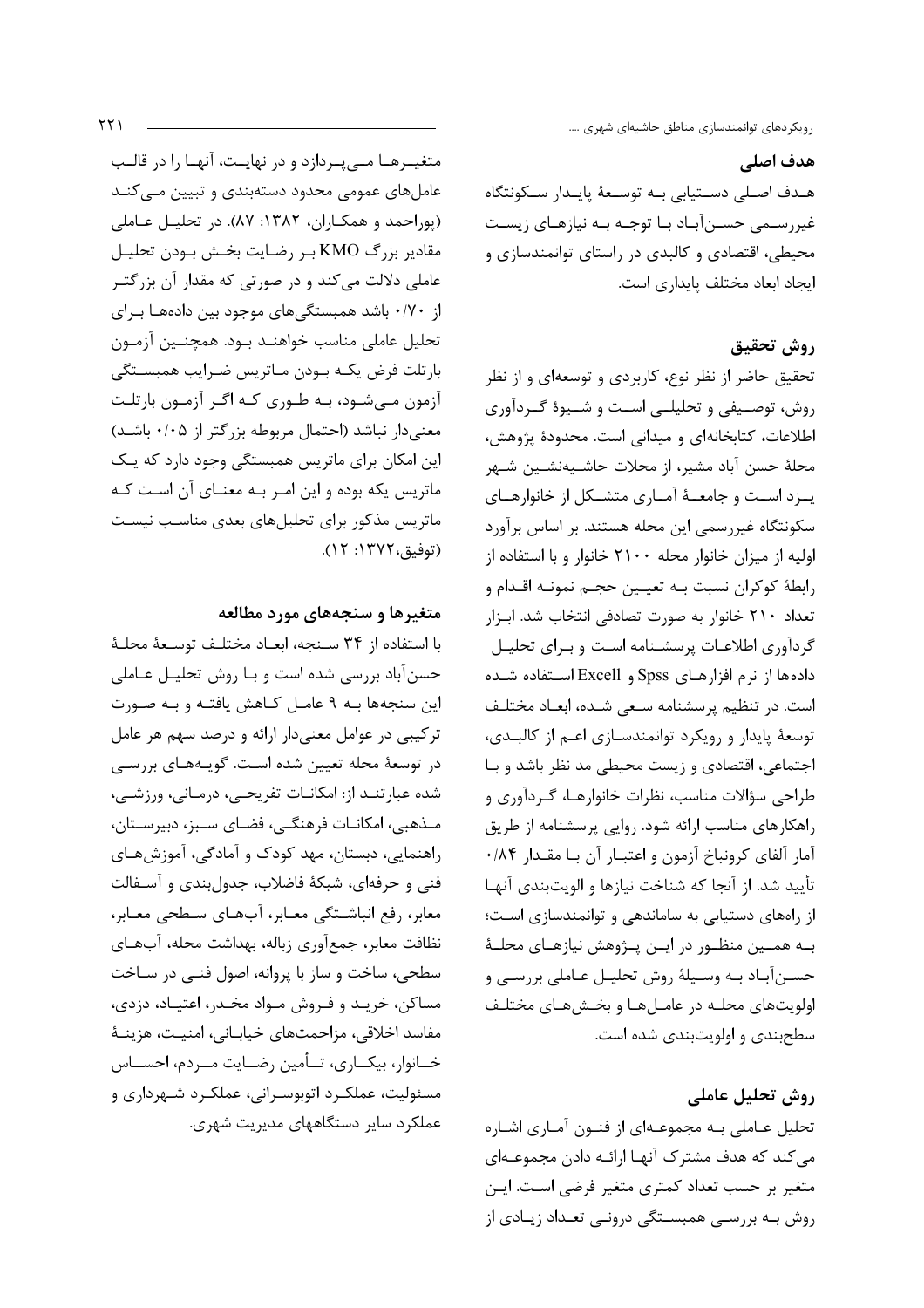## هدف اصلی

هدف اصلی دستیابی به توسعهٔ پایدار سکونتگاه غیررسمی حسن‌آباد با توجه به نیازهای زیست محیطی، اقتصادی و کالبدی در راستای توانمندسازی و ایجاد ابعاد مختلف پایداری است.

## روش تحقیق

تحقیق حاضر از نظر نوع، کاربردی و توسعه‌ای و از نظر روش، توصیفی و تحلیلی است و شیوهٔ گردآوری اطلاعات، کتابخانه‌ای و میدانی است. محدودهٔ پژوهش، محلهٔ حسن آباد مشیر، از محلات حاشیه‌نشین شهر یزد است و جامعهٔ آماری متشکل از خانوارهای سکونتگاه غیررسمی این محله هستند. بر اساس برآورد اولیه از میزان خانوار محله ۲۱۰۰ خانوار و با استفاده از رابطهٔ کوکران نسبت به تعیین حجم نمونه اقدام و تعداد ۲۱۰ خانوار به صورت تصادفی انتخاب شد. ابزار گردآوری اطلاعات پرسشنامه است و برای تحلیل داده‌ها از نرم افزارهای Spss و Excell استفاده شده است. در تنظیم پرسشنامه سعی شده، ابعاد مختلف توسعهٔ پایدار و رویکرد توانمندسازی اعم از کالبدی، اجتماعی، اقتصادی و زیست محیطی مد نظر باشد و با طراحی سؤالات مناسب، نظرات خانوارها، گردآوری و راهکارهای مناسب ارائه شود. روایی پرسشنامه از طریق آمار آلفای کرونباخ آزمون و اعتبار آن با مقدار ۰/۸۴ تأیید شد. از آنجا که شناخت نیازها و الویت‌بندی آنها از راه‌های دستیابی به ساماندهی و توانمندسازی است؛ به همین منظور در این پژوهش نیازهای محلهٔ حسن‌آباد به وسیلهٔ روش تحلیل عاملی بررسی و اولویت‌های محله در عامل‌ها و بخش‌های مختلف سطح‌بندی و اولویت‌بندی شده است.

## روش تحلیل عاملی

تحلیل عاملی به مجموعه‌ای از فنون آماری اشاره می‌کند که هدف مشترک آنها ارائه دادن مجموعه‌ای متغیر بر حسب تعداد کمتری متغیر فرضی است. این روش به بررسی همبستگی درونی تعداد زیادی از متغیرها می‌پردازد و در نهایت، آنها را در قالب عامل‌های عمومی محدود دسته‌بندی و تبیین می‌کند (پوراحمد و همکاران، ۱۳۸۲: ۸۷). در تحلیل عاملی مقادیر بزرگ KMO بر رضایت بخش بودن تحلیل عاملی دلالت می‌کند و در صورتی که مقدار آن بزرگتر از ۰/۷۰ باشد همبستگی‌های موجود بین داده‌ها برای تحلیل عاملی مناسب خواهند بود. همچنین آزمون بارتلت فرض یکه بودن ماتریس ضرایب همبستگی آزمون می‌شود، به طوری که اگر آزمون بارتلت معنی‌دار نباشد (احتمال مربوطه بزرگتر از ۰/۰۵ باشد) این امکان برای ماتریس همبستگی وجود دارد که یک ماتریس یکه بوده و این امر به معنای آن است که ماتریس مذکور برای تحلیل‌های بعدی مناسب نیست (توفیق،۱۳۷۲: ۱۲).

## متغیرها و سنجه‌های مورد مطالعه

با استفاده از ۳۴ سنجه، ابعاد مختلف توسعهٔ محلهٔ حسن‌آباد بررسی شده است و با روش تحلیل عاملی این سنجه‌ها به ۹ عامل کاهش یافته و به صورت ترکیبی در عوامل معنی‌دار ارائه و درصد سهم هر عامل در توسعهٔ محله تعیین شده است. گویه‌های بررسی شده عبارتند از: امکانات تفریحی، درمانی، ورزشی، مذهبی، امکانات فرهنگی، فضای سبز، دبیرستان، راهنمایی، دبستان، مهد کودک و آمادگی، آموزش‌های فنی و حرفه‌ای، شبکهٔ فاضلاب، جدول‌بندی و آسفالت معابر، رفع انباشتگی معابر، آب‌های سطحی معابر، نظافت معابر، جمع‌آوری زباله، بهداشت محله، آب‌های سطحی، ساخت و ساز با پروانه، اصول فنی در ساخت مساکن، خرید و فروش مواد مخدر، اعتیاد، دزدی، مفاسد اخلاقی، مزاحمت‌های خیابانی، امنیت، هزینهٔ خانوار، بیکاری، تأمین رضایت مردم، احساس مسئولیت، عملکرد اتوبوسرانی، عملکرد شهرداری و عملکرد سایر دستگاههای مدیریت شهری.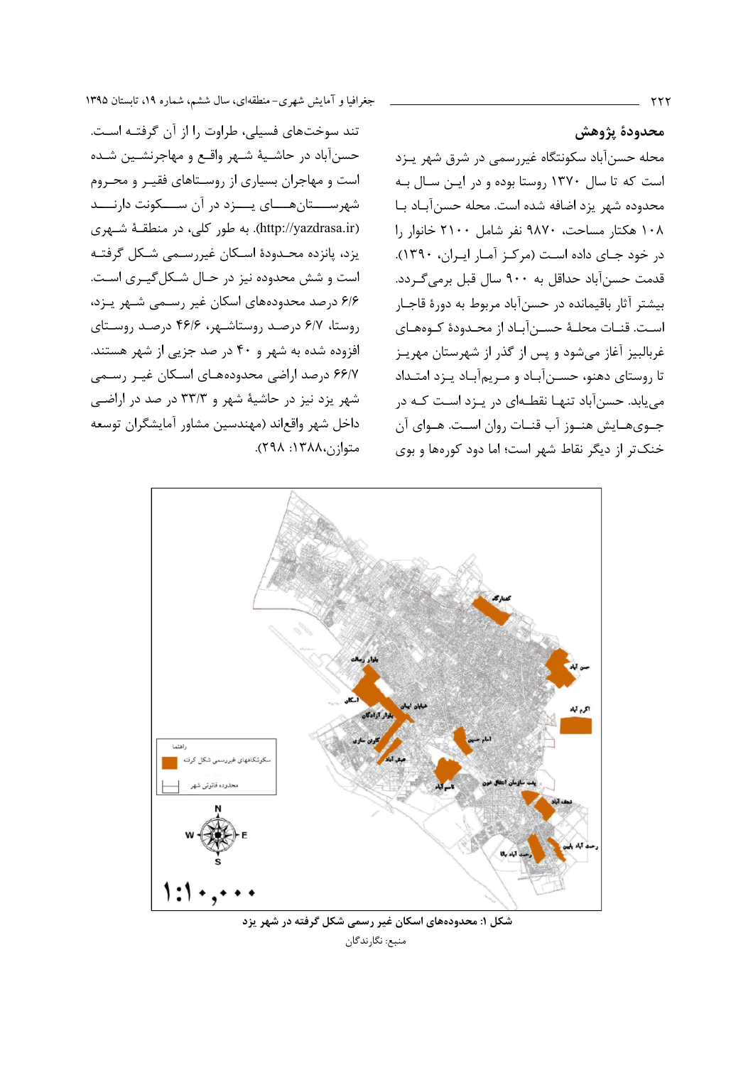### محدودهٔ پژوهش

محله حسن‌آباد سکونتگاه غیررسمی در شرق شهر یزد است که تا سال ۱۳۷۰ روستا بوده و در این سال به محدوده شهر یزد اضافه شده است. محله حسن‌آباد با ۱۰۸ هکتار مساحت، ۹۸۷۰ نفر شامل ۲۱۰۰ خانوار را در خود جای داده است (مرکز آمار ایران، ۱۳۹۰). قدمت حسن‌آباد حداقل به ۹۰۰ سال قبل برمی‌گردد. بیشتر آثار باقیمانده در حسن‌آباد مربوط به دورهٔ قاجار است. قنات محلهٔ حسن‌آباد از محدودهٔ کوه‌های غربالبیز آغاز می‌شود و پس از گذر از شهرستان مهریز تا روستای دهنو، حسن‌آباد و مریم‌آباد یزد امتداد می‌یابد. حسن‌آباد تنها نقطه‌ای در یزد است که در جوی‌هایش هنوز آب قنات روان است. هوای آن خنک‌تر از دیگر نقاط شهر است؛ اما دود کوره‌ها و بوی تند سوخت‌های فسیلی، طراوت را از آن گرفته است. حسن‌آباد در حاشیهٔ شهر واقع و مهاجرنشین شده است و مهاجران بسیاری از روستاهای فقیر و محروم شهرستان‌های یزد در آن سکونت دارند (http://yazdrasa.ir). به طور کلی، در منطقهٔ شهری یزد، پانزده محدودهٔ اسکان غیررسمی شکل گرفته است و شش محدوده نیز در حال شکل‌گیری است. ۶/۶ درصد محدوده‌های اسکان غیر رسمی شهر یزد، روستا، ۶/۷ درصد روستاشهر، ۴۶/۶ درصد روستای افزوده شده به شهر و ۴۰ در صد جزیی از شهر هستند. ۶۶/۷ درصد اراضی محدوده‌های اسکان غیر رسمی شهر یزد نیز در حاشیهٔ شهر و ۳۳/۳ در صد در اراضی داخل شهر واقع‌اند (مهندسین مشاور آمایشگران توسعه متوازن،۱۳۸۸: ۲۹۸).

شکل ۱: محدوده‌های اسکان غیر رسمی شکل گرفته در شهر یزد

منبع: نگارندگان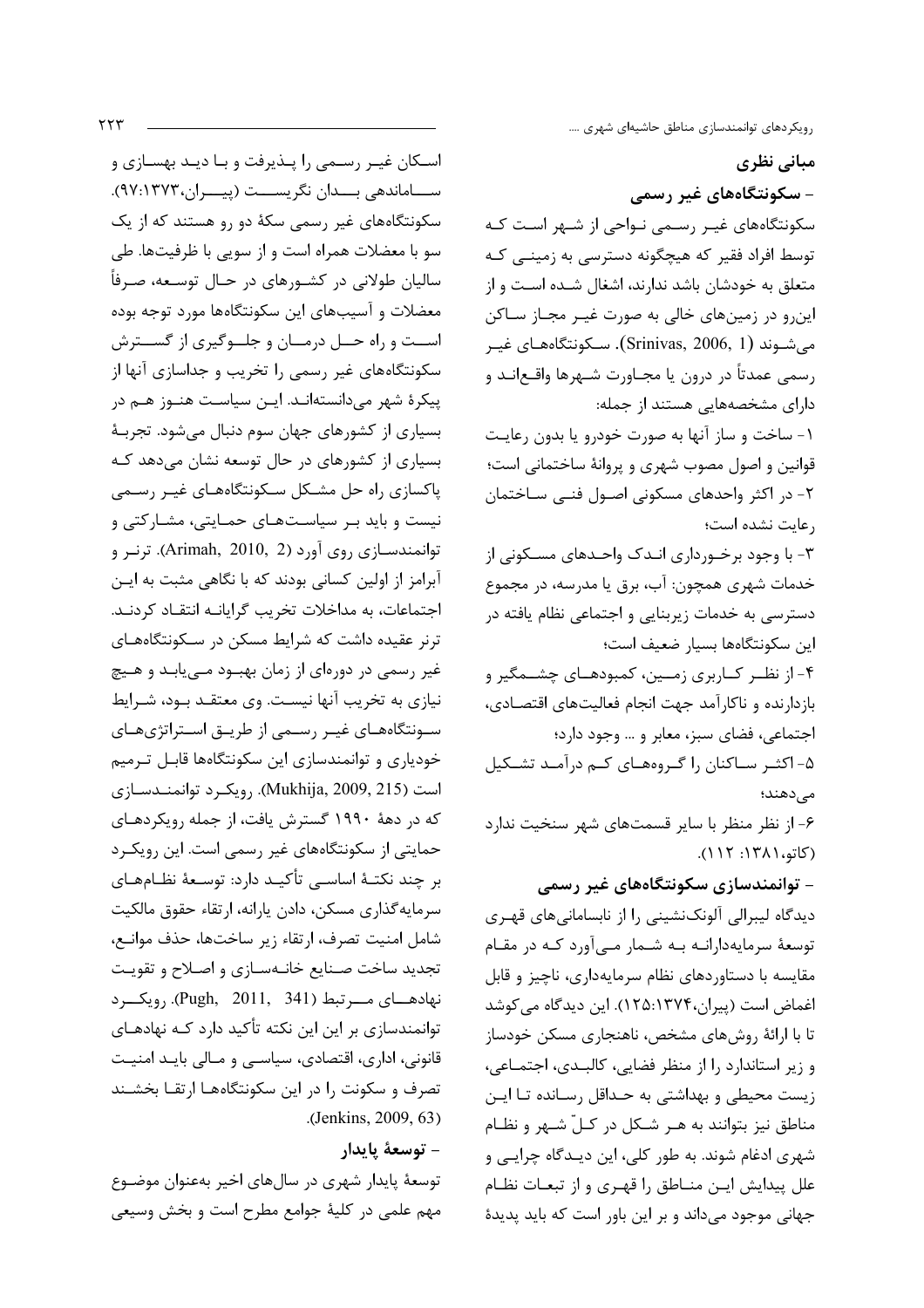## مبانی نظری

### - سکونتگاه‌های غیر رسمی

سکونتگاه‌های غیـر رسـمی نـواحی از شـهر اسـت کـه توسط افراد فقیر که هیچگونه دسترسی به زمینـی کـه متعلق به خودشان باشد ندارند، اشغال شـده اسـت و از این‌رو در زمین‌های خالی به صورت غیـر مجـاز سـاکن می‌شـوند (Srinivas, 2006, 1). سـکونتگاه‌هـای غیـر رسمی عمدتاً در درون یا مجـاورت شـهرها واقـع‌انـد و دارای مشخصه‌هایی هستند از جمله:

۱- ساخت و ساز آنها به صورت خودرو یا بدون رعایـت قوانین و اصول مصوب شهری و پروانهٔ ساختمانی است؛

۲- در اکثر واحدهای مسکونی اصـول فنـی سـاختمان رعایت نشده است؛

۳- با وجود برخـورداری انـدک واحـدهای مسـکونی از خدمات شهری همچون: آب، برق یا مدرسه، در مجموع دسترسی به خدمات زیربنایی و اجتماعی نظام یافته در این سکونتگاه‌ها بسیار ضعیف است؛

۴- از نظـر کـاربری زمـین، کمبودهـای چشـمگیر و بازدارنده و ناکارآمد جهت انجام فعالیت‌های اقتصـادی، اجتماعی، فضای سبز، معابر و ... وجود دارد؛

۵- اکثـر سـاکنان را گـروه‌هـای کـم درآمـد تشـکیل می‌دهند؛

۶- از نظر منظر با سایر قسمت‌های شهر سنخیت ندارد (کاتو،۱۳۸۱: ۱۱۲).

### - توانمندسازی سکونتگاه‌های غیر رسمی

دیدگاه لیبرالی آلونک‌نشینی را از نابسامانی‌های قهـری توسعهٔ سرمایه‌دارانـه بـه شـمار مـی‌آورد کـه در مقـام مقایسه با دستاوردهای نظام سرمایه‌داری، ناچیز و قابل اغماض است (پیران،۱۳۷۴:۱۲۵). این دیدگاه می‌کوشد تا با ارائهٔ روش‌های مشخص، ناهنجاری مسکن خودساز و زیر استاندارد را از منظر فضایی، کالبـدی، اجتمـاعی، زیست محیطی و بهداشتی به حـداقل رسـانده تـا ایـن مناطق نیز بتوانند به هـر شـکل در کـلّ شـهر و نظـام شهری ادغام شوند. به طور کلی، این دیـدگاه چرایـی و علل پیدایش ایـن منـاطق را قهـری و از تبعـات نظـام جهانی موجود می‌داند و بر این باور است که باید پدیدهٔ اسـکان غیـر رسـمی را پـذیرفت و بـا دیـد بهسـازی و سـاماندهی بـدان نگریسـت (پیـران،۱۳۷۳:۹۷). سکونتگاه‌های غیر رسمی سکهٔ دو رو هستند که از یک سو با معضلات همراه است و از سویی با ظرفیت‌ها. طی سالیان طولانی در کشـورهای در حـال توسـعه، صـرفاً معضلات و آسیب‌های این سکونتگاه‌ها مورد توجه بوده اسـت و راه حـل درمـان و جلـوگیری از گسـترش سکونتگاه‌های غیر رسمی را تخریب و جداسازی آنها از پیکرهٔ شهر می‌دانسته‌انـد. ایـن سیاسـت هنـوز هـم در بسیاری از کشورهای جهان سوم دنبال می‌شود. تجربـهٔ بسیاری از کشورهای در حال توسعه نشان می‌دهد کـه پاکسازی راه حل مشـکل سـکونتگاه‌هـای غیـر رسـمی نیست و باید بـر سیاسـت‌هـای حمـایتی، مشـارکتی و توانمندسـازی روی آورد (Arimah, 2010, 2). ترنـر و آبرامز از اولین کسانی بودند که با نگاهی مثبت به ایـن اجتماعات، به مداخلات تخریب گرایانـه انتقـاد کردنـد. ترنر عقیده داشت که شرایط مسکن در سـکونتگاه‌هـای غیر رسمی در دوره‌ای از زمان بهبـود مـی‌یابـد و هـیچ نیازی به تخریب آنها نیسـت. وی معتقـد بـود، شـرایط سـونتگاه‌هـای غیـر رسـمی از طریـق اسـتراتژی‌هـای خودیاری و توانمندسازی این سکونتگاه‌ها قابـل تـرمیم است (Mukhija, 2009, 215). رویکـرد توانمنـدسـازی که در دههٔ ۱۹۹۰ گسترش یافت، از جمله رویکردهـای حمایتی از سکونتگاه‌های غیر رسمی است. این رویکـرد بر چند نکتـهٔ اساسـی تأکیـد دارد: توسـعهٔ نظـام‌هـای سرمایه‌گذاری مسکن، دادن یارانه، ارتقاء حقوق مالکیت شامل امنیت تصرف، ارتقاء زیر ساخت‌ها، حذف موانـع، تجدید ساخت صـنایع خانـه‌سـازی و اصـلاح و تقویـت نهادهـای مـرتبط (Pugh, 2011, 341). رویکـرد توانمندسازی بر این این نکته تأکید دارد کـه نهادهـای قانونی، اداری، اقتصادی، سیاسـی و مـالی بایـد امنیـت تصرف و سکونت را در این سکونتگاه‌هـا ارتقـا بخشـند (Jenkins, 2009, 63).

### - توسعهٔ پایدار

توسعهٔ پایدار شهری در سال‌های اخیر به‌عنوان موضـوع مهم علمی در کلیهٔ جوامع مطرح است و بخش وسیعی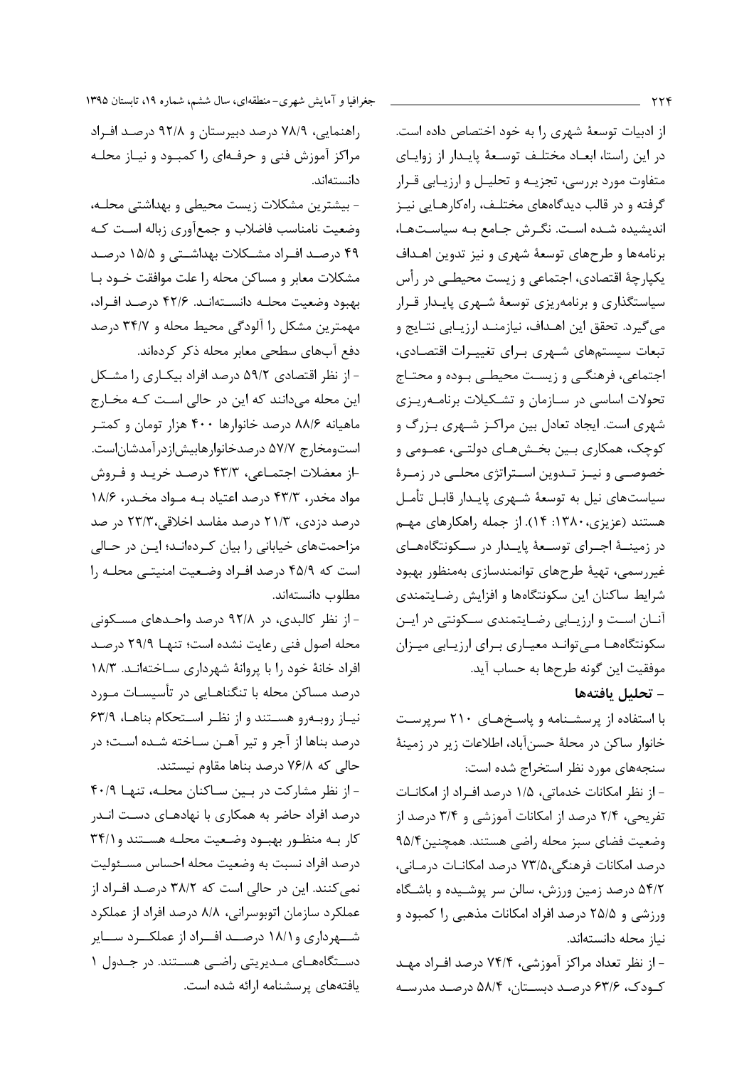از ادبیات توسعهٔ شهری را به خود اختصاص داده است. در این راستا، ابعاد مختلف توسعهٔ پایدار از زوایای متفاوت مورد بررسی، تجزیه و تحلیل و ارزیابی قرار گرفته و در قالب دیدگاه‌های مختلف، راه‌کارهایی نیز اندیشیده شده است. نگرش جامع به سیاست‌ها، برنامه‌ها و طرح‌های توسعهٔ شهری و نیز تدوین اهداف یکپارچهٔ اقتصادی، اجتماعی و زیست محیطی در رأس سیاستگذاری و برنامه‌ریزی توسعهٔ شهری پایدار قرار می‌گیرد. تحقق این اهداف، نیازمند ارزیابی نتایج و تبعات سیستم‌های شهری برای تغییرات اقتصادی، اجتماعی، فرهنگی و زیست محیطی بوده و محتاج تحولات اساسی در سازمان و تشکیلات برنامه‌ریزی شهری است. ایجاد تعادل بین مراکز شهری بزرگ و کوچک، همکاری بین بخش‌های دولتی، عمومی و خصوصی و نیز تدوین استراتژی محلی در زمرهٔ سیاست‌های نیل به توسعهٔ شهری پایدار قابل تأمل هستند (عزیزی،۱۳۸۰: ۱۴). از جمله راهکارهای مهم در زمینهٔ اجرای توسعهٔ پایدار در سکونتگاه‌های غیررسمی، تهیهٔ طرح‌های توانمندسازی به‌منظور بهبود شرایط ساکنان این سکونتگاه‌ها و افزایش رضایتمندی آنان است و ارزیابی رضایتمندی سکونتی در این سکونتگاه‌ها می‌تواند معیاری برای ارزیابی میزان موفقیت این گونه طرح‌ها به حساب آید.

### - تحلیل یافته‌ها

با استفاده از پرسشنامه و پاسخ‌های ۲۱۰ سرپرست خانوار ساکن در محلهٔ حسن‌آباد، اطلاعات زیر در زمینهٔ سنجه‌های مورد نظر استخراج شده است:

- از نظر امکانات خدماتی، ۱/۵ درصد افراد از امکانات تفریحی، ۲/۴ درصد از امکانات آموزشی و ۳/۴ درصد از وضعیت فضای سبز محله راضی هستند. همچنین۹۵/۴ درصد امکانات فرهنگی،۷۳/۵ درصد امکانات درمانی، ۵۴/۲ درصد زمین ورزش، سالن سر پوشیده و باشگاه ورزشی و ۲۵/۵ درصد افراد امکانات مذهبی را کمبود و نیاز محله دانسته‌اند.

- از نظر تعداد مراکز آموزشی، ۷۴/۴ درصد افراد مهد کودک، ۶۳/۶ درصد دبستان، ۵۸/۴ درصد مدرسه راهنمایی، ۷۸/۹ درصد دبیرستان و ۹۲/۸ درصد افراد مراکز آموزش فنی و حرفه‌ای را کمبود و نیاز محله دانسته‌اند.

- بیشترین مشکلات زیست محیطی و بهداشتی محله، وضعیت نامناسب فاضلاب و جمع‌آوری زباله است که ۴۹ درصد افراد مشکلات بهداشتی و ۱۵/۵ درصد مشکلات معابر و مساکن محله را علت موافقت خود با بهبود وضعیت محله دانسته‌اند. ۴۲/۶ درصد افراد، مهمترین مشکل را آلودگی محیط محله و ۳۴/۷ درصد دفع آب‌های سطحی معابر محله ذکر کرده‌اند.

- از نظر اقتصادی ۵۹/۲ درصد افراد بیکاری را مشکل این محله می‌دانند که این در حالی است که مخارج ماهیانه ۸۸/۶ درصد خانوارها ۴۰۰ هزار تومان و کمتر استومخارج ۵۷/۷ درصدخانوارهابیش‌ازدرآمدشان‌است.

-از معضلات اجتماعی، ۴۳/۳ درصد خرید و فروش مواد مخدر، ۴۳/۳ درصد اعتیاد به مواد مخدر، ۱۸/۶ درصد دزدی، ۲۱/۳ درصد مفاسد اخلاقی،۲۳/۳ در صد مزاحمت‌های خیابانی را بیان کرده‌اند؛ این در حالی است که ۴۵/۹ درصد افراد وضعیت امنیتی محله را مطلوب دانسته‌اند.

- از نظر کالبدی، در ۹۲/۸ درصد واحدهای مسکونی محله اصول فنی رعایت نشده است؛ تنها ۲۹/۹ درصد افراد خانهٔ خود را با پروانهٔ شهرداری ساخته‌اند. ۱۸/۳ درصد مساکن محله با تنگناهایی در تأسیسات مورد نیاز روبه‌رو هستند و از نظر استحکام بناها، ۶۳/۹ درصد بناها از آجر و تیر آهن ساخته شده است؛ در حالی که ۷۶/۸ درصد بناها مقاوم نیستند.

- از نظر مشارکت در بین ساکنان محله، تنها ۴۰/۹ درصد افراد حاضر به همکاری با نهادهای دست اندر کار به منظور بهبود وضعیت محله هستند و۳۴/۱ درصد افراد نسبت به وضعیت محله احساس مسئولیت نمی‌کنند. این در حالی است که ۳۸/۲ درصد افراد از عملکرد سازمان اتوبوسرانی، ۸/۸ درصد افراد از عملکرد شهرداری و۱۸/۱ درصد افراد از عملکرد سایر دستگاه‌های مدیریتی راضی هستند. در جدول ۱ یافته‌های پرسشنامه ارائه شده است.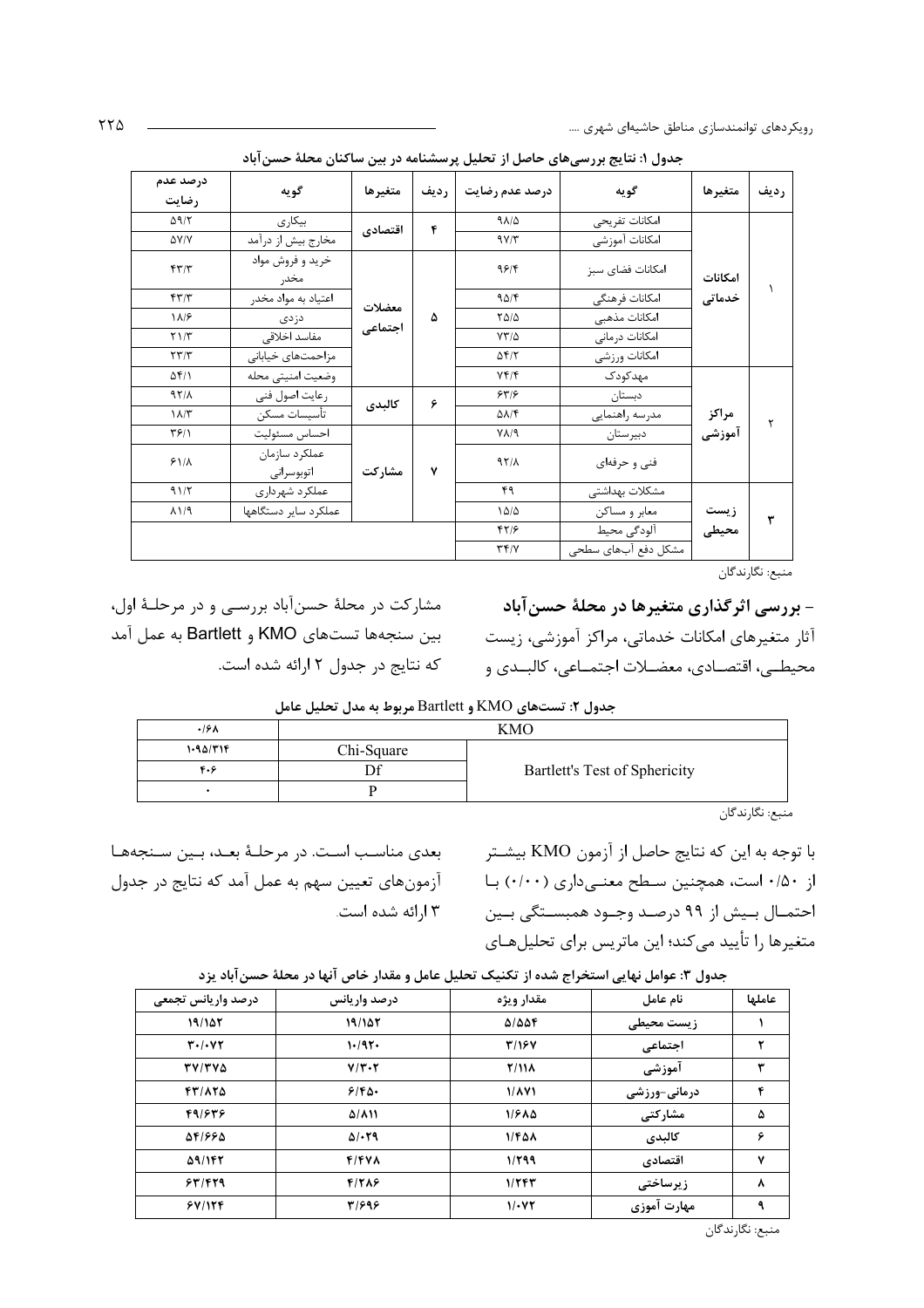**جدول ۱: نتایج بررسی‌های حاصل از تحلیل پرسشنامه در بین ساکنان محلهٔ حسن‌آباد**

| ردیف | متغیرها | گویه | درصد عدم رضایت | ردیف | متغیرها | گویه | درصد عدم رضایت |
|---|---|---|---|---|---|---|---|
| ۱ | امکانات خدماتی | امکانات تفریحی | ۹۸/۵ | ۴ | اقتصادی | بیکاری | ۵۹/۲ |
| | | امکانات آموزشی | ۹۷/۳ | | | مخارج بیش از درآمد | ۵۷/۷ |
| | | امکانات فضای سبز | ۹۶/۴ | ۵ | معضلات اجتماعی | خرید و فروش مواد مخدر | ۴۳/۳ |
| | | امکانات فرهنگی | ۹۵/۴ | | | اعتیاد به مواد مخدر | ۴۳/۳ |
| | | امکانات مذهبی | ۲۵/۵ | | | دزدی | ۱۸/۶ |
| | | امکانات درمانی | ۷۳/۵ | | | مفاسد اخلاقی | ۲۱/۳ |
| | | امکانات ورزشی | ۵۴/۲ | | | مزاحمت‌های خیابانی | ۲۳/۳ |
| ۲ | مراکز آموزشی | مهدکودک | ۷۴/۴ | | | وضعیت امنیتی محله | ۵۴/۱ |
| | | دبستان | ۶۳/۶ | ۶ | کالبدی | رعایت اصول فنی | ۹۲/۸ |
| | | مدرسه راهنمایی | ۵۸/۴ | | | تأسیسات مسکن | ۱۸/۳ |
| | | دبیرستان | ۷۸/۹ | ۷ | مشارکت | احساس مسئولیت | ۳۶/۱ |
| | | فنی و حرفه‌ای | ۹۲/۸ | | | عملکرد سازمان اتوبوسرانی | ۶۱/۸ |
| ۳ | زیست محیطی | مشکلات بهداشتی | ۴۹ | | | عملکرد شهرداری | ۹۱/۲ |
| | | معابر و مساکن | ۱۵/۵ | | | عملکرد سایر دستگاهها | ۸۱/۹ |
| | | آلودگی محیط | ۴۲/۶ | | | | |
| | | مشکل دفع آب‌های سطحی | ۳۴/۷ | | | | |

منبع: نگارندگان

**- بررسی اثرگذاری متغیرها در محلهٔ حسن‌آباد**

آثار متغیرهای امکانات خدماتی، مراکز آموزشی، زیست محیطی، اقتصادی، معضلات اجتماعی، کالبدی و مشارکت در محلهٔ حسن‌آباد بررسی و در مرحلهٔ اول، بین سنجه‌ها تست‌های KMO و Bartlett به عمل آمد که نتایج در جدول ۲ ارائه شده است.

**جدول ۲: تست‌های KMO و Bartlett مربوط به مدل تحلیل عامل**

| KMO | | ۰/۶۸ |
|---|---|---|
| Bartlett's Test of Sphericity | Chi-Square | ۱۰۹۵/۳۱۴ |
| | Df | ۴۰۶ |
| | P | ۰ |

منبع: نگارندگان

با توجه به این که نتایج حاصل از آزمون KMO بیشتر از ۰/۵۰ است، همچنین سطح معنی‌داری (۰/۰۰) با احتمال بیش از ۹۹ درصد وجود همبستگی بین متغیرها را تأیید می‌کند؛ این ماتریس برای تحلیل‌های بعدی مناسب است. در مرحلهٔ بعد، بین سنجه‌ها آزمون‌های تعیین سهم به عمل آمد که نتایج در جدول ۳ ارائه شده است.

**جدول ۳: عوامل نهایی استخراج شده از تکنیک تحلیل عامل و مقدار خاص آنها در محلهٔ حسن‌آباد یزد**

| عاملها | نام عامل | مقدار ویژه | درصد واریانس | درصد واریانس تجمعی |
|---|---|---|---|---|
| ۱ | زیست محیطی | ۵/۵۵۴ | ۱۹/۱۵۲ | ۱۹/۱۵۲ |
| ۲ | اجتماعی | ۳/۱۶۷ | ۱۰/۹۲۰ | ۳۰/۰۷۲ |
| ۳ | آموزشی | ۲/۱۱۸ | ۷/۳۰۲ | ۳۷/۳۷۵ |
| ۴ | درمانی-ورزشی | ۱/۸۷۱ | ۶/۴۵۰ | ۴۳/۸۲۵ |
| ۵ | مشارکتی | ۱/۶۸۵ | ۵/۸۱۱ | ۴۹/۶۳۶ |
| ۶ | کالبدی | ۱/۴۵۸ | ۵/۰۲۹ | ۵۴/۶۶۵ |
| ۷ | اقتصادی | ۱/۲۹۹ | ۴/۴۷۸ | ۵۹/۱۴۲ |
| ۸ | زیرساختی | ۱/۲۴۳ | ۴/۲۸۶ | ۶۳/۴۲۹ |
| ۹ | مهارت آموزی | ۱/۰۷۲ | ۳/۶۹۶ | ۶۷/۱۲۴ |

منبع: نگارندگان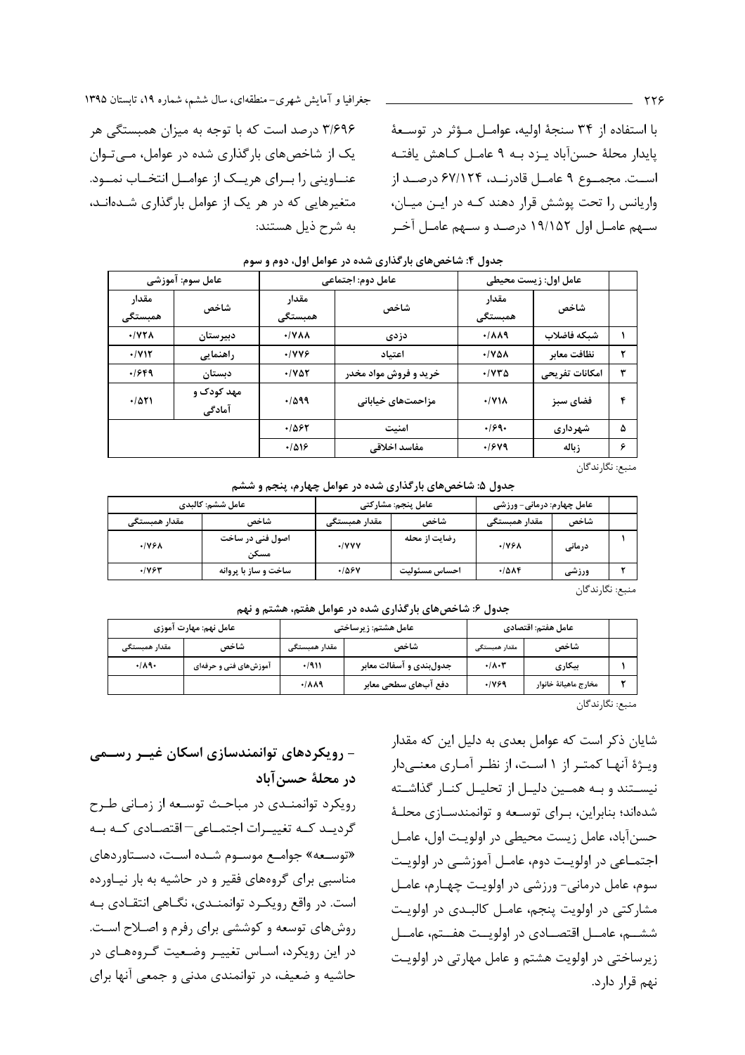با استفاده از ۳۴ سنجهٔ اولیه، عوامل مؤثر در توسعهٔ پایدار محلهٔ حسن‌آباد یزد به ۹ عامل کاهش یافته است. مجموع ۹ عامل قادرند، ۶۷/۱۲۴ درصد از واریانس را تحت پوشش قرار دهند که در این میان، سهم عامل اول ۱۹/۱۵۲ درصد و سهم عامل آخر ۳/۶۹۶ درصد است که با توجه به میزان همبستگی هر یک از شاخص‌های بارگذاری شده در عوامل، می‌توان عناوینی را برای هریک از عوامل انتخاب نمود. متغیرهایی که در هر یک از عوامل بارگذاری شده‌اند، به شرح ذیل هستند:

**جدول ۴: شاخص‌های بارگذاری شده در عوامل اول، دوم و سوم**

| | عامل اول: زیست محیطی | | عامل دوم: اجتماعی | | عامل سوم: آموزشی | |
|---|---|---|---|---|---|---|
| | شاخص | مقدار همبستگی | شاخص | مقدار همبستگی | شاخص | مقدار همبستگی |
| ۱ | شبکه فاضلاب | ۰/۸۸۹ | دزدی | ۰/۷۸۸ | دبیرستان | ۰/۷۲۸ |
| ۲ | نظافت معابر | ۰/۷۵۸ | اعتیاد | ۰/۷۷۶ | راهنمایی | ۰/۷۱۲ |
| ۳ | امکانات تفریحی | ۰/۷۳۵ | خرید و فروش مواد مخدر | ۰/۷۵۲ | دبستان | ۰/۶۴۹ |
| ۴ | فضای سبز | ۰/۷۱۸ | مزاحمت‌های خیابانی | ۰/۵۹۹ | مهد کودک و آمادگی | ۰/۵۲۱ |
| ۵ | شهرداری | ۰/۶۹۰ | امنیت | ۰/۵۶۲ | | |
| ۶ | زباله | ۰/۶۷۹ | مفاسد اخلاقی | ۰/۵۱۶ | | |

منبع: نگارندگان

**جدول ۵: شاخص‌های بارگذاری شده در عوامل چهارم، پنجم و ششم**

| | عامل چهارم: درمانی- ورزشی | | عامل پنجم: مشارکتی | | عامل ششم: کالبدی | |
|---|---|---|---|---|---|---|
| | شاخص | مقدار همبستگی | شاخص | مقدار همبستگی | شاخص | مقدار همبستگی |
| ۱ | درمانی | ۰/۷۶۸ | رضایت از محله | ۰/۷۷۷ | اصول فنی در ساخت مسکن | ۰/۷۶۸ |
| ۲ | ورزشی | ۰/۵۸۴ | احساس مسئولیت | ۰/۵۶۷ | ساخت و ساز با پروانه | ۰/۷۶۳ |

منبع: نگارندگان

**جدول ۶: شاخص‌های بارگذاری شده در عوامل هفتم، هشتم و نهم**

| | عامل هفتم: اقتصادی | | عامل هشتم: زیرساختی | | عامل نهم: مهارت آموزی | |
|---|---|---|---|---|---|---|
| | شاخص | مقدار همبستگی | شاخص | مقدار همبستگی | شاخص | مقدار همبستگی |
| ۱ | بیکاری | ۰/۸۰۳ | جدول‌بندی و آسفالت معابر | ۰/۹۱۱ | آموزش‌های فنی و حرفه‌ای | ۰/۸۹۰ |
| ۲ | مخارج ماهیانهٔ خانوار | ۰/۷۶۹ | دفع آب‌های سطحی معابر | ۰/۸۸۹ | | |

منبع: نگارندگان

شایان ذکر است که عوامل بعدی به دلیل این که مقدار ویژهٔ آنها کمتر از ۱ است، از نظر آماری معنی‌دار نیستند و به همین دلیل از تحلیل کنار گذاشته شده‌اند؛ بنابراین، برای توسعه و توانمندسازی محلهٔ حسن‌آباد، عامل زیست محیطی در اولویت اول، عامل اجتماعی در اولویت دوم، عامل آموزشی در اولویت سوم، عامل درمانی- ورزشی در اولویت چهارم، عامل مشارکتی در اولویت پنجم، عامل کالبدی در اولویت ششم، عامل اقتصادی در اولویت هفتم، عامل زیرساختی در اولویت هشتم و عامل مهارتی در اولویت نهم قرار دارد.

## - رویکردهای توانمندسازی اسکان غیر رسمی در محلهٔ حسن‌آباد

رویکرد توانمندی در مباحث توسعه از زمانی طرح گردید که تغییرات اجتماعی- اقتصادی که به «توسعه» جوامع موسوم شده است، دستاوردهای مناسبی برای گروه‌های فقیر و در حاشیه به بار نیاورده است. در واقع رویکرد توانمندی، نگاهی انتقادی به روش‌های توسعه و کوششی برای رفرم و اصلاح است. در این رویکرد، اساس تغییر وضعیت گروه‌های در حاشیه و ضعیف، در توانمندی مدنی و جمعی آنها برای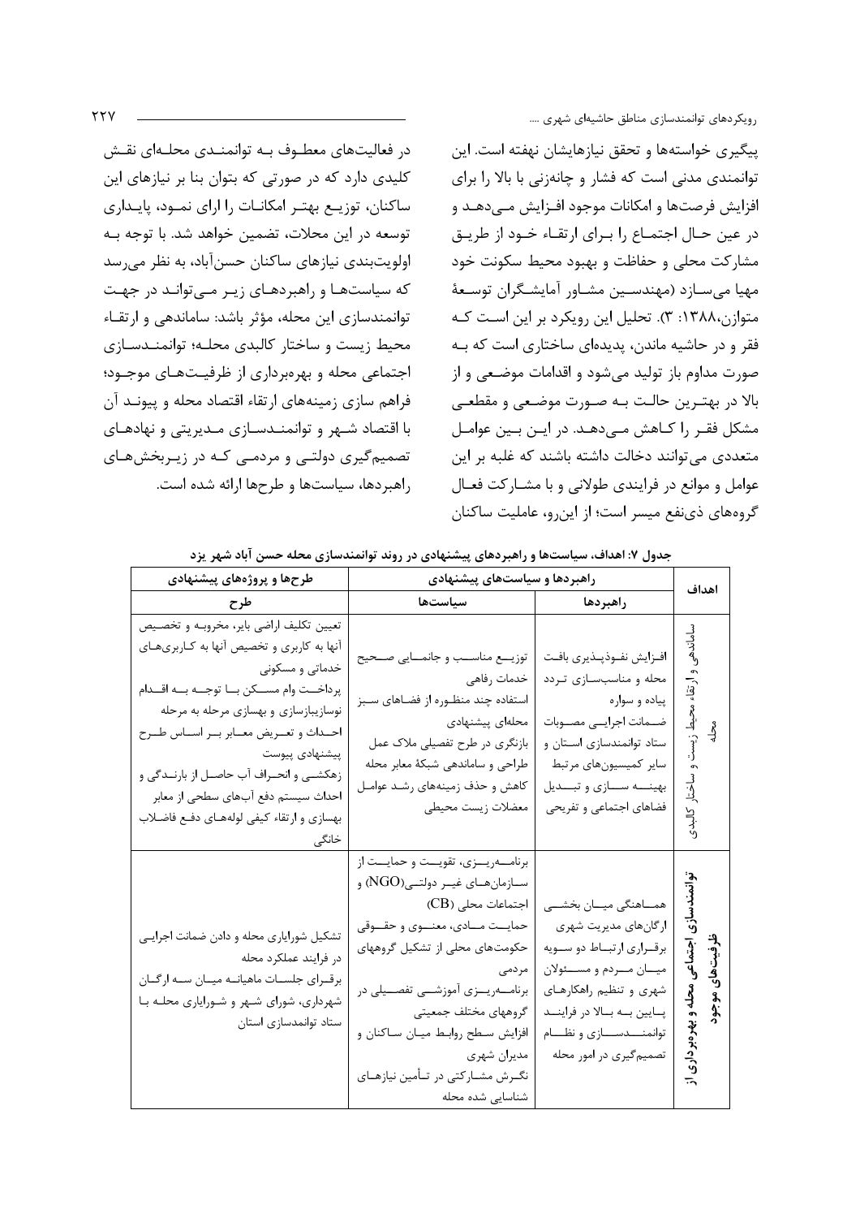پیگیری خواسته‌ها و تحقق نیازهایشان نهفته است. این توانمندی مدنی است که فشار و چانه‌زنی با بالا را برای افزایش فرصت‌ها و امکانات موجود افـزایش مـی‌دهـد و در عین حـال اجتمـاع را بـرای ارتقـاء خـود از طریـق مشارکت محلی و حفاظت و بهبود محیط سکونت خود مهیا می‌سازد (مهندسـین مشـاور آمایشـگران توسـعۀ متوازن،۱۳۸۸: ۳). تحلیل این رویکرد بر این اسـت کـه فقر و در حاشیه ماندن، پدیده‌ای ساختاری است که بـه صورت مداوم باز تولید می‌شود و اقدامات موضـعی و از بالا در بهتـرین حالـت بـه صـورت موضـعی و مقطعـی مشکل فقـر را کـاهش مـی‌دهـد. در ایـن بـین عوامـل متعددی می‌توانند دخالت داشته باشند که غلبه بر این عوامل و موانع در فرایندی طولانی و با مشـارکت فعـال گروه‌های ذی‌نفع میسر است؛ از این‌رو، عاملیت ساکنان در فعالیت‌های معطـوف بـه توانمنـدی محلـه‌ای نقـش کلیدی دارد که در صورتی که بتوان بنا بر نیازهای این ساکنان، توزیـع بهتـر امکانـات را ارای نمـود، پایـداری توسعه در این محلات، تضمین خواهد شد. با توجه بـه اولویت‌بندی نیازهای ساکنان حسن‌آباد، به نظر می‌رسد که سیاست‌هـا و راهبردهـای زیـر مـی‌تواننـد در جهـت توانمندسازی این محله، مؤثر باشد: ساماندهی و ارتقـاء محیط زیست و ساختار کالبدی محلـه؛ توانمنـدسـازی اجتماعی محله و بهره‌برداری از ظرفیـت‌هـای موجـود؛ فراهم سازی زمینه‌های ارتقاء اقتصاد محله و پیونـد آن با اقتصاد شـهر و توانمنـدسـازی مـدیریتی و نهادهـای تصمیم‌گیری دولتـی و مردمـی کـه در زیـربخش‌هـای راهبردها، سیاست‌ها و طرح‌ها ارائه شده است.

**جدول ۷: اهداف، سیاست‌ها و راهبردهای پیشنهادی در روند توانمندسازی محله حسن آباد شهر یزد**

| اهداف | راهبردها و سیاست‌های پیشنهادی | | طرح‌ها و پروژه‌های پیشنهادی |
|---|---|---|---|
| | راهبردها | سیاست‌ها | طرح |
| ساماندهی و ارتقاء محیط زیست و ساختار کالبدی محله | افـزایش نفـوذپـذیری بافـت محله و مناسب‌سـازی تـردد پیاده و سواره<br>ضـمانت اجرایـی مصـوبات ستاد توانمندسازی اسـتان و سایر کمیسیون‌های مرتبط<br>بهینـــه ســـازی و تبـــدیل فضاهای اجتماعی و تفریحی | توزیـــع مناســـب و جانمـــایی صـــحیح خدمات رفاهی<br>استفاده چند منظـوره از فضـاهای سـبز محله‌ای پیشنهادی<br>بازنگری در طرح تفصیلی ملاک عمل طراحی و ساماندهی شبکۀ معابر محله<br>کاهش و حذف زمینه‌های رشـد عوامـل معضلات زیست محیطی | تعیین تکلیف اراضی بایر، مخروبـه و تخصـیص آنها به کاربری و تخصیص آنها به کـاربری‌هـای خدماتی و مسکونی<br>پرداخـت وام مسـکن بـا توجـه بـه اقـدام نوسازیبازسازی و بهسازی مرحله به مرحله<br>احـداث و تعـریض معـابر بـر اسـاس طـرح پیشنهادی پیوست<br>زهکشـی و انحـراف آب حاصـل از بارنـدگی و احداث سیستم دفع آب‌های سطحی از معابر<br>بهسازی و ارتقاء کیفی لوله‌هـای دفـع فاضـلاب خانگی |
| توانمندسازی اجتماعی محله و بهره‌برداری از ظرفیت‌های موجود | همـاهنگی میـان بخشـی ارگان‌های مدیریت شهری<br>برقـراری ارتبـاط دو سـویه میـان مـردم و مسـئولان شهری و تنظیم راهکارهـای پـایین بـه بـالا در فراینـد توانمنـــدســـازی و نظـــام تصمیم‌گیری در امور محله | برنامـــه‌ریـــزی، تقویـــت و حمایـــت از سـازمان‌هـای غیـر دولتـی(NGO) و اجتماعات محلی (CB)<br>حمایـت مـادی، معنـوی و حقـوقی حکومت‌های محلی از تشکیل گروههای مردمی<br>برنامـــه‌ریـــزی آموزشـــی تفصـــیلی در گروههای مختلف جمعیتی<br>افزایش سطح روابط میـان سـاکنان و مدیران شهری<br>نگـرش مشـارکتی در تـأمین نیازهـای شناسایی شده محله | تشکیل شورایاری محله و دادن ضمانت اجرایـی در فرایند عملکرد محله<br>برقـرای جلسـات ماهیانـه میـان سـه ارگـان شهرداری، شورای شـهر و شـورایاری محلـه بـا ستاد توانمدسازی استان |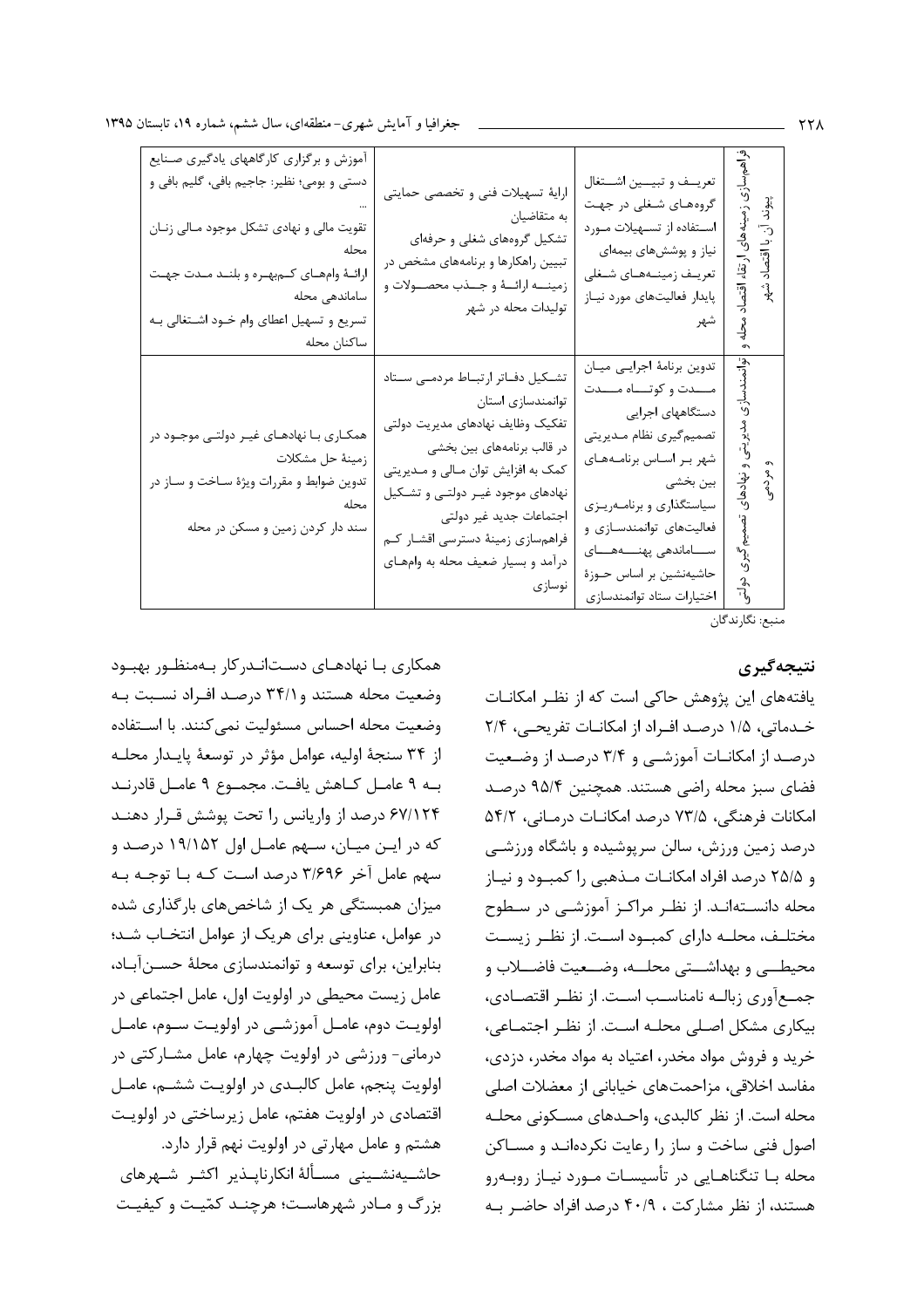| | | | |
|---|---|---|---|
| فراهم‌سازی زمینه‌های ارتقاء اقتصاد محله و پیوند آن با اقتصاد شهر | تعریــف و تبیــین اشــتغال گروه‌هـای شـغلی در جهـت اسـتفاده از تسـهیلات مـورد نیاز و پوشش‌های بیمه‌ای تعریـف زمینــه‌هـای شـغلی پایدار فعالیت‌های مورد نیـاز شهر | ارائهٔ تسهیلات فنی و تخصصی حمایتی به متقاضیان تشکیل گروه‌های شغلی و حرفه‌ای تبیین راهکارها و برنامه‌های مشخص در زمینــه ارائــهٔ و جــذب محصــولات و تولیدات محله در شهر | آموزش و برگزاری کارگاههای یادگیری صـنایع دستی و بومی؛ نظیر: جاجیم بافی، گلیم بافی و ... تقویت مالی و نهادی تشکل موجود مـالی زنـان محله ارائـهٔ وام‌هـای کـم‌بهـره و بلنـد مـدت جهـت ساماندهی محله تسریع و تسهیل اعطای وام خـود اشـتغالی بـه ساکنان محله |
| توانمندسازی مدیریتی و نهادهای تصمیم‌گیری دولتی و مردمی | تدوین برنامهٔ اجرایـی میـان مــدت و کوتــاه مــدت دستگاههای اجرایی تصمیم‌گیری نظام مـدیریتی شهر بـر اسـاس برنامـه‌هـای بین بخشی سیاستگذاری و برنامـه‌ریـزی فعالیت‌های توانمندسـازی و ســاماندهی پهنــه‌هــای حاشیه‌نشین بر اساس حـوزهٔ اختیارات ستاد توانمندسازی | تشـکیل دفـاتر ارتبـاط مردمـی سـتاد توانمندسازی استان تفکیک وظایف نهادهای مدیریت دولتی در قالب برنامه‌های بین بخشی کمک به افزایش توان مـالی و مـدیریتی نهادهای موجود غیـر دولتـی و تشـکیل اجتماعات جدید غیر دولتی فراهم‌سازی زمینهٔ دسترسی اقشـار کـم درآمد و بسیار ضعیف محله به وام‌هـای نوسازی | همکـاری بـا نهادهـای غیـر دولتـی موجـود در زمینهٔ حل مشکلات تدوین ضوابط و مقررات ویژهٔ سـاخت و سـاز در محله سند دار کردن زمین و مسکن در محله |

منبع: نگارندگان

## نتیجه‌گیری

یافته‌های این پژوهش حاکی است که از نظـر امکانـات خـدماتی، ۱/۵ درصـد افـراد از امکانـات تفریحـی، ۲/۴ درصـد از امکانـات آموزشـی و ۳/۴ درصـد از وضـعیت فضای سبز محله راضی هستند. همچنین ۹۵/۴ درصـد امکانات فرهنگی، ۷۳/۵ درصد امکانـات درمـانی، ۵۴/۲ درصد زمین ورزش، سالن سرپوشیده و باشگاه ورزشـی و ۲۵/۵ درصد افراد امکانـات مـذهبی را کمبـود و نیـاز محله دانسـته‌انـد. از نظـر مراکـز آموزشـی در سـطوح مختلـف، محلـه دارای کمبـود اسـت. از نظـر زیسـت محیطــی و بهداشــتی محلــه، وضــعیت فاضــلاب و جمــع‌آوری زبالــه نامناسـب اسـت. از نظـر اقتصـادی، بیکاری مشکل اصـلی محلـه اسـت. از نظـر اجتمـاعی، خرید و فروش مواد مخدر، اعتیاد به مواد مخدر، دزدی، مفاسد اخلاقی، مزاحمت‌های خیابانی از معضلات اصلی محله است. از نظر کالبدی، واحـدهای مسـکونی محلـه اصول فنی ساخت و ساز را رعایت نکرده‌انـد و مسـاکن محله بـا تنگناهـایی در تأسیسـات مـورد نیـاز روبـه‌رو هستند، از نظر مشارکت ، ۴۰/۹ درصد افراد حاضـر بـه همکاری بـا نهادهـای دسـت‌انـدرکار بـه‌منظـور بهبـود وضعیت محله هستند و ۳۴/۱ درصـد افـراد نسـبت بـه وضعیت محله احساس مسئولیت نمی‌کنند. با اسـتفاده از ۳۴ سنجهٔ اولیه، عوامل مؤثر در توسعهٔ پایـدار محلـه بـه ۹ عامـل کـاهش یافـت. مجمـوع ۹ عامـل قادرنـد ۶۷/۱۲۴ درصد از واریانس را تحت پوشش قـرار دهنـد که در ایـن میـان، سـهم عامـل اول ۱۹/۱۵۲ درصـد و سهم عامل آخر ۳/۶۹۶ درصد اسـت کـه بـا توجـه بـه میزان همبستگی هر یک از شاخص‌های بارگذاری شده در عوامل، عناوینی برای هریک از عوامل انتخـاب شـد؛ بنابراین، برای توسعه و توانمندسازی محلهٔ حسـن‌آبـاد، عامل زیسـت محیطـی در اولویـت اول، عامل اجتماعی در اولویـت دوم، عامـل آموزشـی در اولویـت سـوم، عامـل درمانی- ورزشی در اولویت چهارم، عامل مشـارکتی در اولویت پنجم، عامل کالبـدی در اولویـت ششـم، عامـل اقتصادی در اولویت هفتم، عامل زیرساختی در اولویـت هشتم و عامل مهارتی در اولویت نهم قرار دارد.

حاشـیه‌نشـینی مسـألهٔ انکارناپـذیر اکثـر شـهرهای بزرگ و مـادر شهرهاسـت؛ هرچنـد کمّیـت و کیفیـت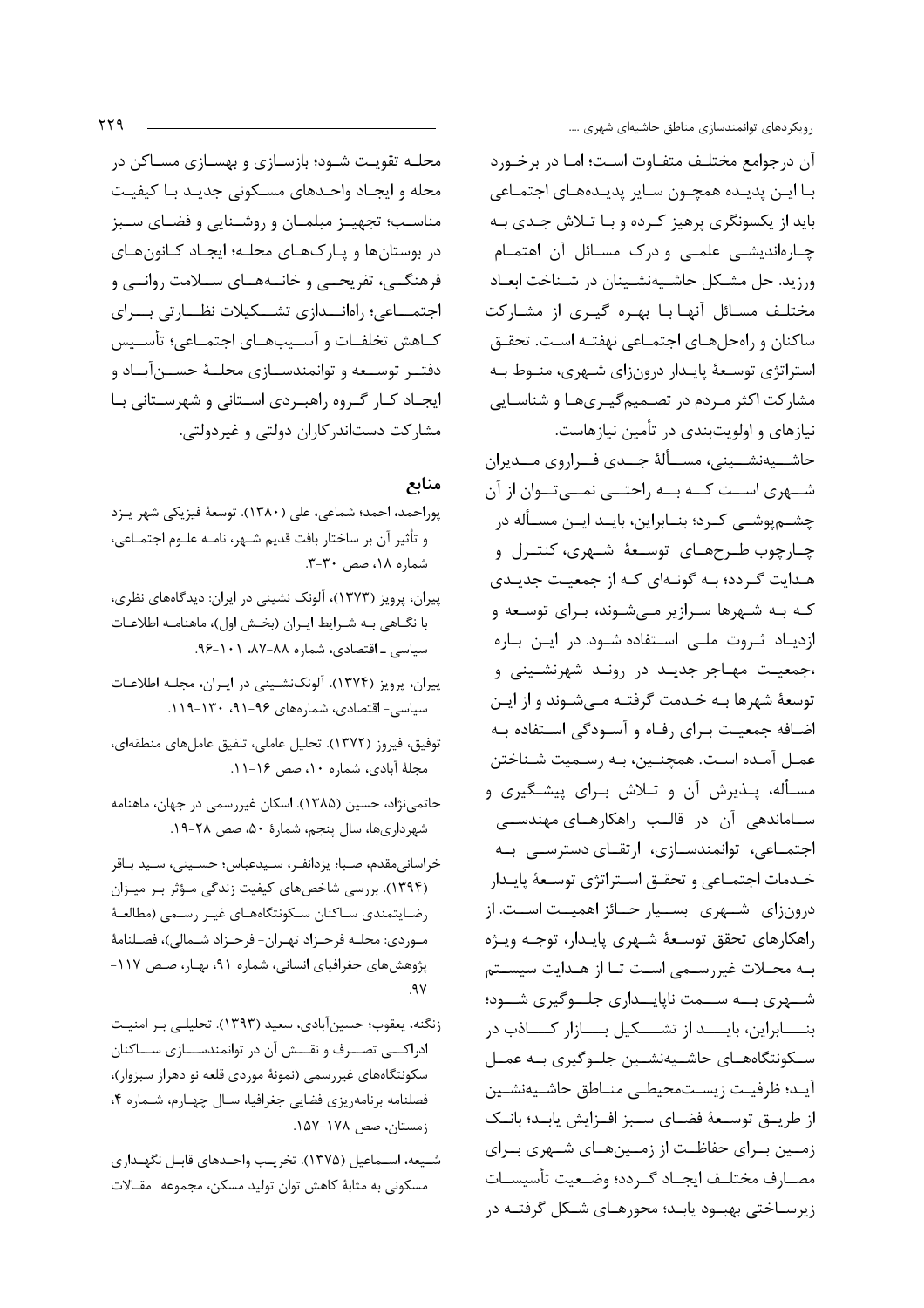آن درجوامع مختلف متفاوت است؛ اما در برخورد با این پدیده همچون سایر پدیده‌های اجتماعی باید از یکسونگری پرهیز کرده و با تلاش جدی به چاره‌اندیشی علمی و درک مسائل آن اهتمام ورزید. حل مشکل حاشیه‌نشینان در شناخت ابعاد مختلف مسائل آنها با بهره گیری از مشارکت ساکنان و راه‌حل‌های اجتماعی نهفته است. تحقق استراتژی توسعهٔ پایدار درون‌زای شهری، منوط به مشارکت اکثر مردم در تصمیم‌گیری‌ها و شناسایی نیازهای و اولویت‌بندی در تأمین نیازهاست.

حاشیه‌نشینی، مسألهٔ جدی فراروی مدیران شهری است که به راحتی نمی‌توان از آن چشم‌پوشی کرد؛ بنابراین، باید این مسأله در چارچوب طرح‌های توسعهٔ شهری، کنترل و هدایت گردد؛ به گونه‌ای که از جمعیت جدیدی که به شهرها سرازیر می‌شوند، برای توسعه و ازدیاد ثروت ملی استفاده شود. در این باره ،جمعیت مهاجر جدید در روند شهرنشینی و توسعهٔ شهرها به خدمت گرفته می‌شوند و از این اضافه جمعیت برای رفاه و آسودگی استفاده به عمل آمده است. همچنین، به رسمیت شناختن مسأله، پذیرش آن و تلاش برای پیشگیری و ساماندهی آن در قالب راهکارهای مهندسی اجتماعی، توانمندسازی، ارتقای دسترسی به خدمات اجتماعی و تحقق استراتژی توسعهٔ پایدار درون‌زای شهری بسیار حائز اهمیت است. از راهکارهای تحقق توسعهٔ شهری پایدار، توجه ویژه به محلات غیررسمی است تا از هدایت سیستم شهری به سمت ناپایداری جلوگیری شود؛ بنابراین، باید از تشکیل بازار کاذب در سکونتگاه‌های حاشیه‌نشین جلوگیری به عمل آید؛ ظرفیت زیست‌محیطی مناطق حاشیه‌نشین از طریق توسعهٔ فضای سبز افزایش یابد؛ بانک زمین برای حفاظت از زمین‌های شهری برای مصارف مختلف ایجاد گردد؛ وضعیت تأسیسات زیرساختی بهبود یابد؛ محورهای شکل گرفته در محله تقویت شود؛ بازسازی و بهسازی مساکن در محله و ایجاد واحدهای مسکونی جدید با کیفیت مناسب؛ تجهیز مبلمان و روشنایی و فضای سبز در بوستان‌ها و پارک‌های محله؛ ایجاد کانون‌های فرهنگی، تفریحی و خانه‌های سلامت روانی و اجتماعی؛ راه‌اندازی تشکیلات نظارتی برای کاهش تخلفات و آسیب‌های اجتماعی؛ تأسیس دفتر توسعه و توانمندسازی محلهٔ حسن‌آباد و ایجاد کار گروه راهبردی استانی و شهرستانی با مشارکت دستاندرکاران دولتی و غیردولتی.

## منابع

پوراحمد، احمد؛ شماعی، علی (۱۳۸۰). توسعهٔ فیزیکی شهر یزد و تأثیر آن بر ساختار بافت قدیم شهر، نامه علوم اجتماعی، شماره ۱۸، صص ۳۰-۳.

پیران، پرویز (۱۳۷۳). آلونک نشینی در ایران: دیدگاه‌های نظری، با نگاهی به شرایط ایران (بخش اول)، ماهنامه اطلاعات سیاسی ـ اقتصادی، شماره ۸۸-۸۷، ۱۰۱-۹۶.

پیران، پرویز (۱۳۷۴). آلونک‌نشینی در ایران، مجله اطلاعات سیاسی- اقتصادی، شماره‌های ۹۶-۹۱، ۱۳۰-۱۱۹.

توفیق، فیروز (۱۳۷۲). تحلیل عاملی، تلفیق عامل‌های منطقه‌ای، مجلهٔ آبادی، شماره ۱۰، صص ۱۶-۱۱.

حاتمی‌نژاد، حسین (۱۳۸۵). اسکان غیررسمی در جهان، ماهنامه شهرداری‌ها، سال پنجم، شمارهٔ ۵۰، صص ۲۸-۱۹.

خراسانی‌مقدم، صبا؛ یزدانفر، سیدعباس؛ حسینی، سید باقر (۱۳۹۴). بررسی شاخص‌های کیفیت زندگی مؤثر بر میزان رضایتمندی ساکنان سکونتگاه‌های غیر رسمی (مطالعهٔ موردی: محله فرحزاد تهران- فرحزاد شمالی)، فصلنامهٔ پژوهش‌های جغرافیای انسانی، شماره ۹۱، بهار، صص ۱۱۷-۹۷.

زنگنه، یعقوب؛ حسین‌آبادی، سعید (۱۳۹۳). تحلیلی بر امنیت ادراکی تصرف و نقش آن در توانمندسازی ساکنان سکونتگاه‌های غیررسمی (نمونهٔ موردی قلعه نو دهراز سبزوار)، فصلنامه برنامه‌ریزی فضایی جغرافیا، سال چهارم، شماره ۴، زمستان، صص ۱۷۸-۱۵۷.

شیعه، اسماعیل (۱۳۷۵). تخریب واحدهای قابل نگهداری مسکونی به مثابهٔ کاهش توان تولید مسکن، مجموعه مقالات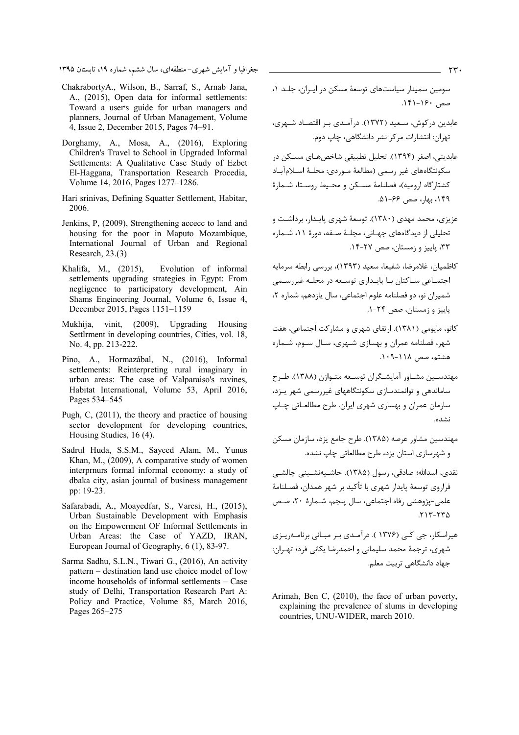سومین سمینار سیاست‌های توسعهٔ مسکن در ایـران، جلـد ۱، صص ۱۶۰-۱۴۱.

عابدین درکوش، سـعید (۱۳۷۲). درآمـدی بـر اقتصـاد شـهری، تهران: انتشارات مرکز نشر دانشگاهی، چاپ دوم.

عابدینی، اصغر (۱۳۹۴). تحلیل تطبیقی شاخص‌هـای مسـکن در سکونتگاه‌های غیر رسمی (مطالعهٔ مـوردی: محلـهٔ اسـلام‌آبـاد کشتارگاه ارومیه)، فصلنامهٔ مسـکن و محـیط روسـتا، شـمارهٔ ۱۴۹، بهار، صص ۶۶-۵۱.

عزیزی، محمد مهدی (۱۳۸۰). توسعهٔ شهری پایـدار، برداشـت و تحلیلی از دیدگاه‌های جهـانی، مجلـهٔ صـفه، دورهٔ ۱۱، شـماره ۳۳، پاییز و زمستان، صص ۲۷-۱۴.

کاظمیان، غلامرضا، شفیعا، سعید (۱۳۹۳)، بررسی رابطه سرمایه اجتمـاعی سـاکنان بـا پایـداری توسـعه در محلـه غیررسـمی شمیران نو، دو فصلنامه علوم اجتماعی، سال یازدهم، شماره ۲، پاییز و زمستان، صص ۲۴-۱.

کاتو، مایومی (۱۳۸۱). ارتقای شهری و مشارکت اجتماعی، هفت شهر، فصلنامه عمران و بهسازی شـهری، سـال سـوم، شـماره هشتم، صص ۱۱۸-۱۰۹.

مهندسـین مشـاور آمایشـگران توسـعه متـوازن (۱۳۸۸). طـرح ساماندهی و توانمندسازی سکونتگاههای غیررسمی شهر یـزد، سازمان عمران و بهسازی شهری ایران. طرح مطالعـاتی چـاپ نشده.

مهندسین مشاور عرصه (۱۳۸۵). طرح جامع یزد، سازمان مسکن و شهرسازی استان یزد، طرح مطالعاتی چاپ نشده.

نقدی، اسدالله؛ صادقی، رسول (۱۳۸۵). حاشـیه‌نشـینی چالشـی فراروی توسعهٔ پایدار شهری با تأکید بر شهر همدان، فصـلنامهٔ علمی-پژوهشی رفاه اجتماعی، سال پنجم، شـمارهٔ ۲۰، صـص ۲۳۵-۲۱۳.

هیراسکار، جی کـی (۱۳۷۶). درآمـدی بـر مبـانی برنامـه‌ریـزی شهری، ترجمهٔ محمد سلیمانی و احمدرضا یکانی فرد؛ تهـران: جهاد دانشگاهی تربیت معلم.

Arimah, Ben C, (2010), the face of urban poverty, explaining the prevalence of slums in developing countries, UNU-WIDER, march 2010.

ChakrabortyA., Wilson, B., Sarraf, S., Arnab Jana, A., (2015), Open data for informal settlements: Toward a user's guide for urban managers and planners, Journal of Urban Management, Volume 4, Issue 2, December 2015, Pages 74–91.

Dorghamy, A., Mosa, A., (2016), Exploring Children's Travel to School in Upgraded Informal Settlements: A Qualitative Case Study of Ezbet El-Haggana, Transportation Research Procedia, Volume 14, 2016, Pages 1277–1286.

Hari srinivas, Defining Squatter Settlement, Habitar, 2006.

Jenkins, P, (2009), Strengthening accecc to land and housing for the poor in Maputo Mozambique, International Journal of Urban and Regional Research, 23.(3)

Khalifa, M., (2015), Evolution of informal settlements upgrading strategies in Egypt: From negligence to participatory development, Ain Shams Engineering Journal, Volume 6, Issue 4, December 2015, Pages 1151–1159

Mukhija, vinit, (2009), Upgrading Housing Settlrment in developing countries, Cities, vol. 18, No. 4, pp. 213-222.

Pino, A., Hormazábal, N., (2016), Informal settlements: Reinterpreting rural imaginary in urban areas: The case of Valparaiso's ravines, Habitat International, Volume 53, April 2016, Pages 534–545

Pugh, C, (2011), the theory and practice of housing sector development for developing countries, Housing Studies, 16 (4).

Sadrul Huda, S.S.M., Sayeed Alam, M., Yunus Khan, M., (2009), A comparative study of women interprnurs formal informal economy: a study of dbaka city, asian journal of business management pp: 19-23.

Safarabadi, A., Moayedfar, S., Varesi, H., (2015), Urban Sustainable Development with Emphasis on the Empowerment OF Informal Settlements in Urban Areas: the Case of YAZD, IRAN, European Journal of Geography, 6 (1), 83-97.

Sarma Sadhu, S.L.N., Tiwari G., (2016), An activity pattern – destination land use choice model of low income households of informal settlements – Case study of Delhi, Transportation Research Part A: Policy and Practice, Volume 85, March 2016, Pages 265–275